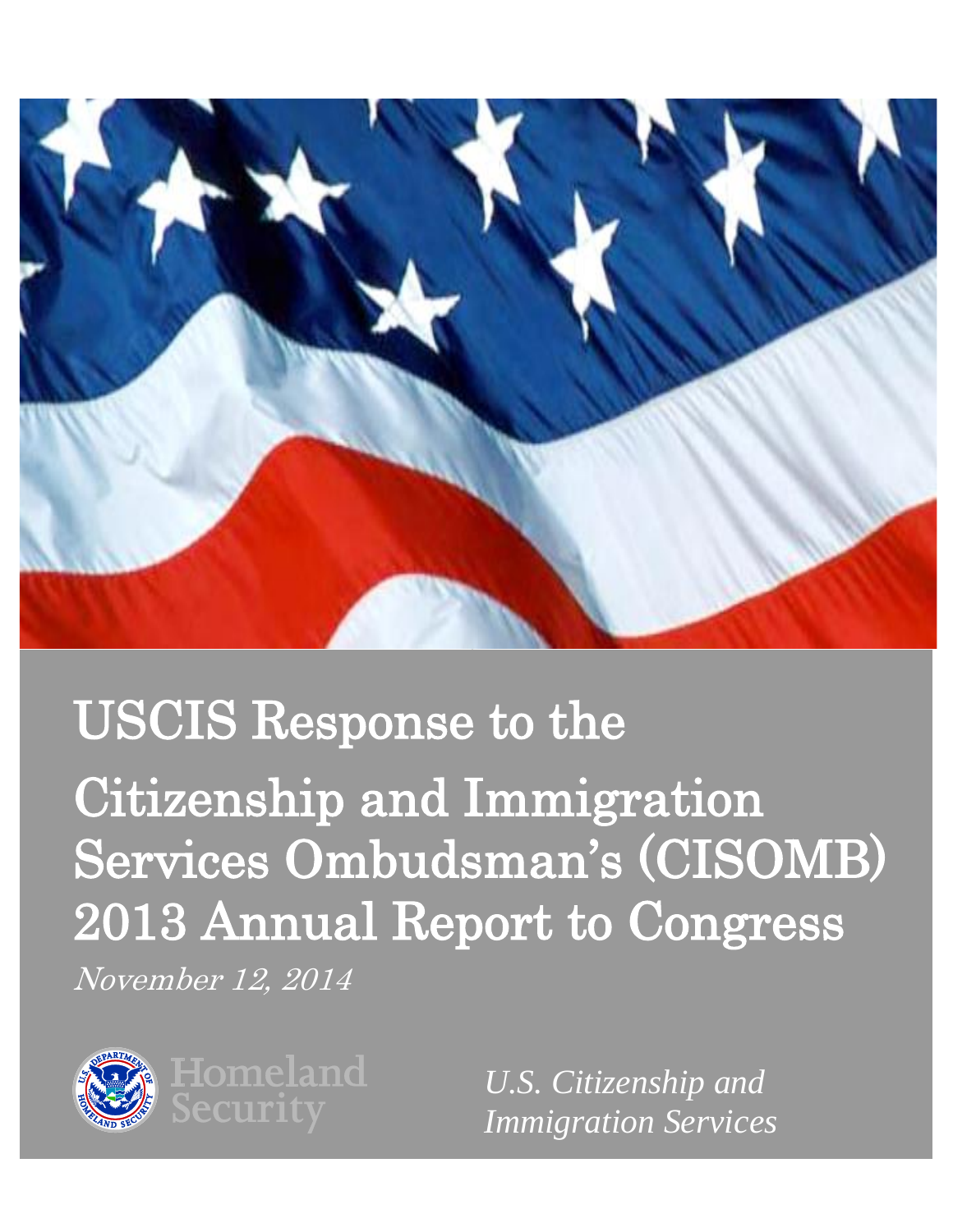# USCIS Response to the Citizenship and Immigration Services Ombudsman's (CISOMB) 2013 Annual Report to Congress

*November 12, 2014*

Homeland Security

*U.S. Citizenship and Immigration Services*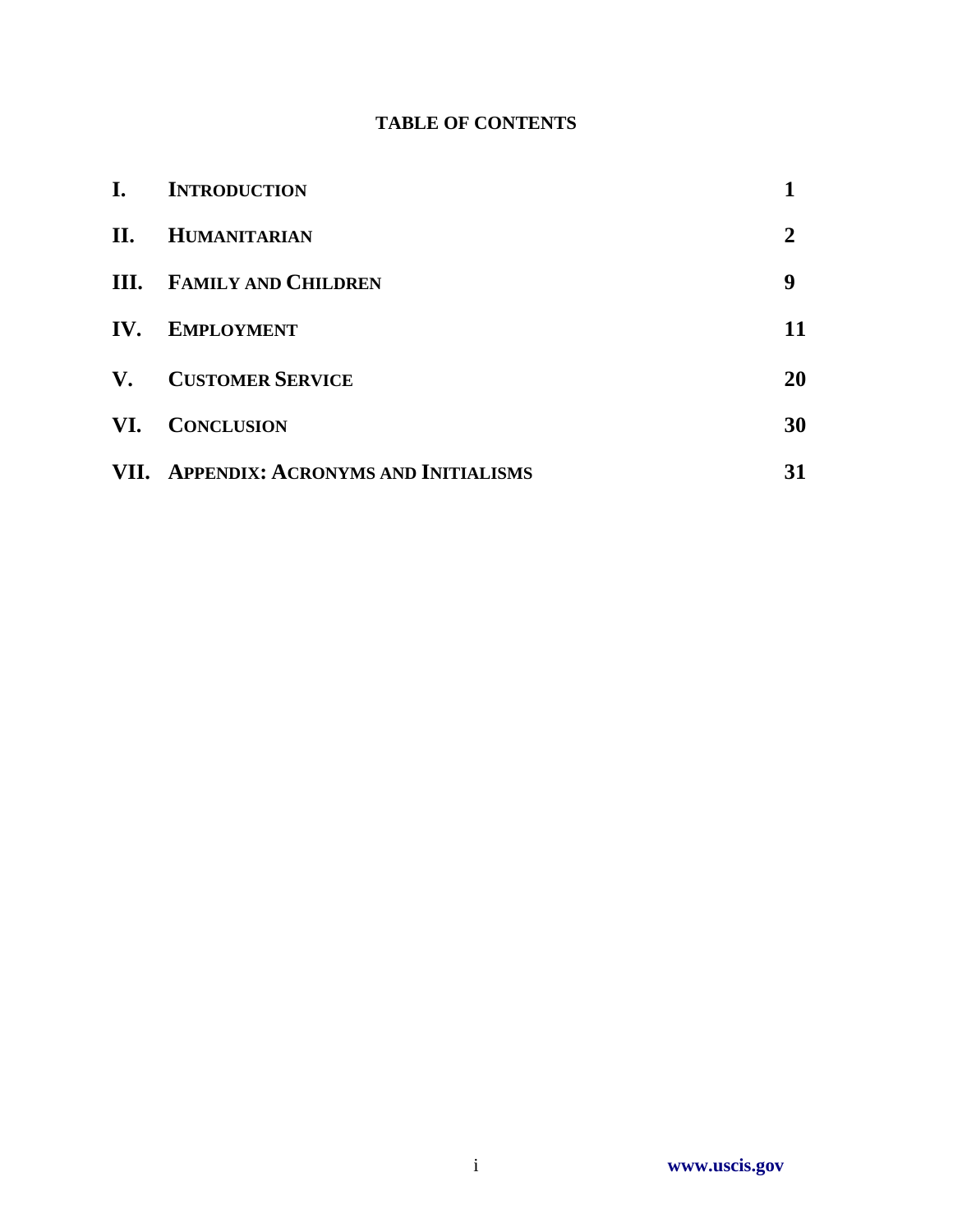# TABLE OF CONTENTS

| | | |
|---|---|---|
| **I.** | **INTRODUCTION** | **1** |
| **II.** | **HUMANITARIAN** | **2** |
| **III.** | **FAMILY AND CHILDREN** | **9** |
| **IV.** | **EMPLOYMENT** | **11** |
| **V.** | **CUSTOMER SERVICE** | **20** |
| **VI.** | **CONCLUSION** | **30** |
| **VII.** | **APPENDIX: ACRONYMS AND INITIALISMS** | **31** |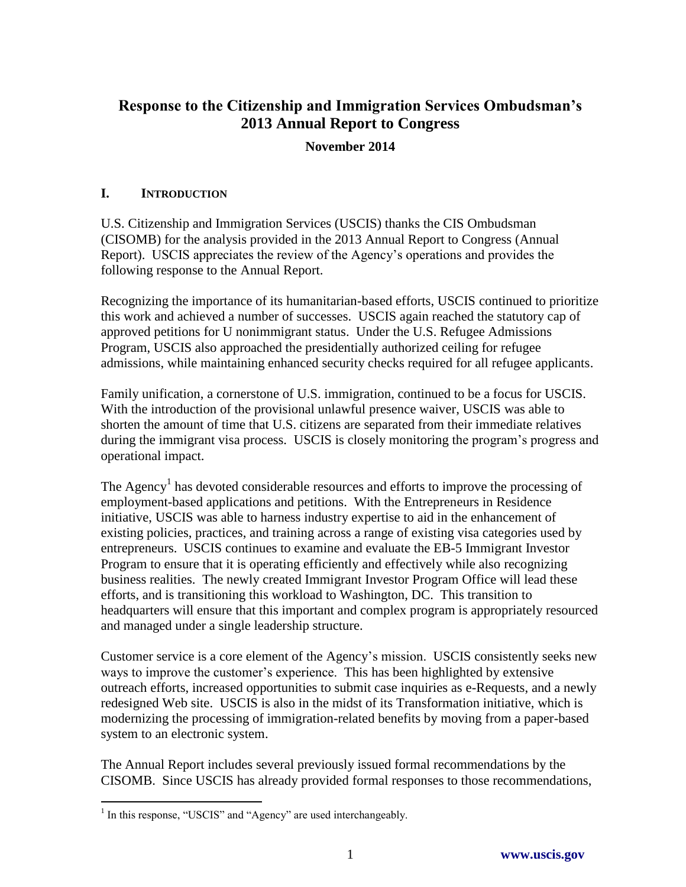# Response to the Citizenship and Immigration Services Ombudsman's 2013 Annual Report to Congress

**November 2014**

## I. INTRODUCTION

U.S. Citizenship and Immigration Services (USCIS) thanks the CIS Ombudsman (CISOMB) for the analysis provided in the 2013 Annual Report to Congress (Annual Report). USCIS appreciates the review of the Agency's operations and provides the following response to the Annual Report.

Recognizing the importance of its humanitarian-based efforts, USCIS continued to prioritize this work and achieved a number of successes. USCIS again reached the statutory cap of approved petitions for U nonimmigrant status. Under the U.S. Refugee Admissions Program, USCIS also approached the presidentially authorized ceiling for refugee admissions, while maintaining enhanced security checks required for all refugee applicants.

Family unification, a cornerstone of U.S. immigration, continued to be a focus for USCIS. With the introduction of the provisional unlawful presence waiver, USCIS was able to shorten the amount of time that U.S. citizens are separated from their immediate relatives during the immigrant visa process. USCIS is closely monitoring the program's progress and operational impact.

The Agency[1] has devoted considerable resources and efforts to improve the processing of employment-based applications and petitions. With the Entrepreneurs in Residence initiative, USCIS was able to harness industry expertise to aid in the enhancement of existing policies, practices, and training across a range of existing visa categories used by entrepreneurs. USCIS continues to examine and evaluate the EB-5 Immigrant Investor Program to ensure that it is operating efficiently and effectively while also recognizing business realities. The newly created Immigrant Investor Program Office will lead these efforts, and is transitioning this workload to Washington, DC. This transition to headquarters will ensure that this important and complex program is appropriately resourced and managed under a single leadership structure.

Customer service is a core element of the Agency's mission. USCIS consistently seeks new ways to improve the customer's experience. This has been highlighted by extensive outreach efforts, increased opportunities to submit case inquiries as e-Requests, and a newly redesigned Web site. USCIS is also in the midst of its Transformation initiative, which is modernizing the processing of immigration-related benefits by moving from a paper-based system to an electronic system.

The Annual Report includes several previously issued formal recommendations by the CISOMB. Since USCIS has already provided formal responses to those recommendations,

[1] In this response, "USCIS" and "Agency" are used interchangeably.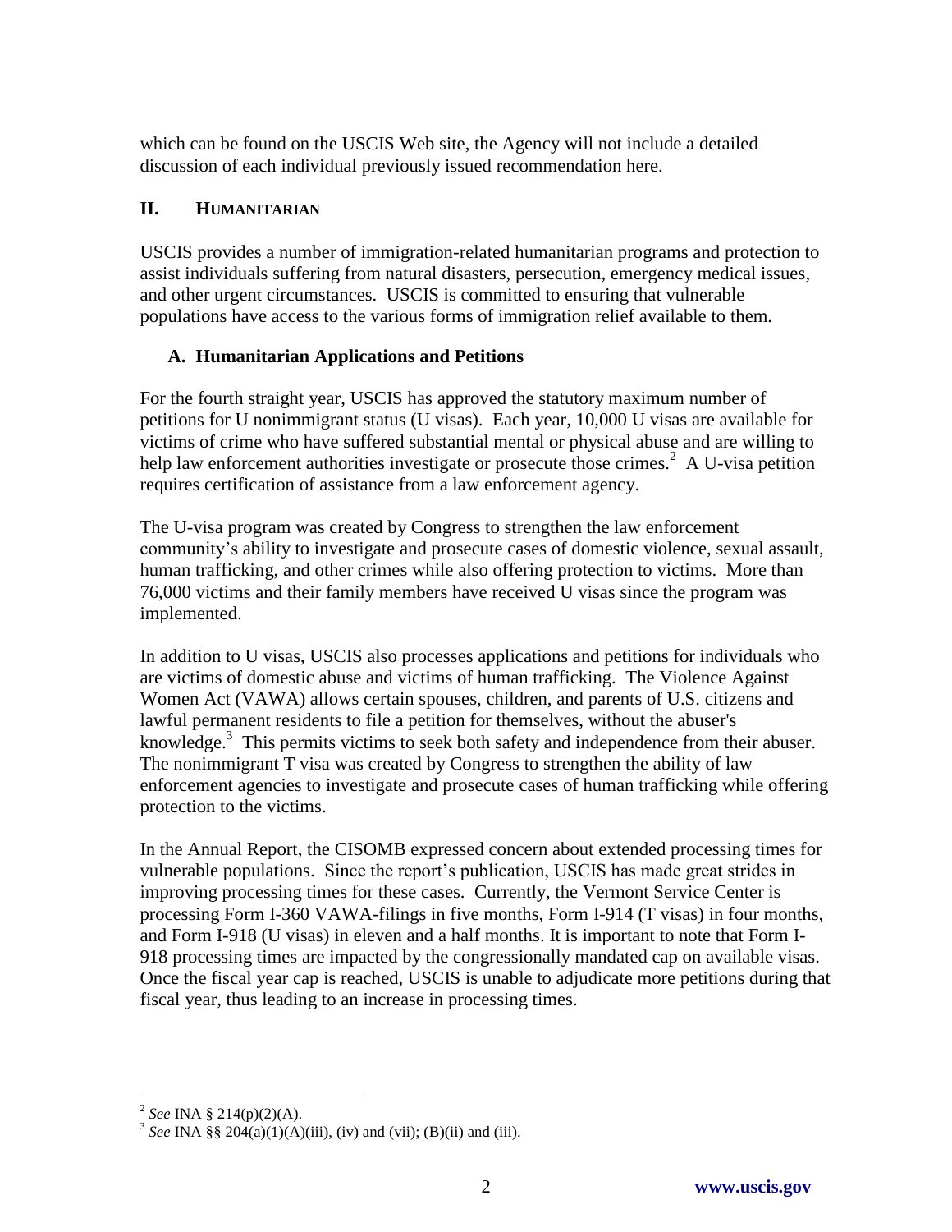which can be found on the USCIS Web site, the Agency will not include a detailed discussion of each individual previously issued recommendation here.

## II. HUMANITARIAN

USCIS provides a number of immigration-related humanitarian programs and protection to assist individuals suffering from natural disasters, persecution, emergency medical issues, and other urgent circumstances. USCIS is committed to ensuring that vulnerable populations have access to the various forms of immigration relief available to them.

### A. Humanitarian Applications and Petitions

For the fourth straight year, USCIS has approved the statutory maximum number of petitions for U nonimmigrant status (U visas). Each year, 10,000 U visas are available for victims of crime who have suffered substantial mental or physical abuse and are willing to help law enforcement authorities investigate or prosecute those crimes.[2] A U-visa petition requires certification of assistance from a law enforcement agency.

The U-visa program was created by Congress to strengthen the law enforcement community's ability to investigate and prosecute cases of domestic violence, sexual assault, human trafficking, and other crimes while also offering protection to victims. More than 76,000 victims and their family members have received U visas since the program was implemented.

In addition to U visas, USCIS also processes applications and petitions for individuals who are victims of domestic abuse and victims of human trafficking. The Violence Against Women Act (VAWA) allows certain spouses, children, and parents of U.S. citizens and lawful permanent residents to file a petition for themselves, without the abuser's knowledge.[3] This permits victims to seek both safety and independence from their abuser. The nonimmigrant T visa was created by Congress to strengthen the ability of law enforcement agencies to investigate and prosecute cases of human trafficking while offering protection to the victims.

In the Annual Report, the CISOMB expressed concern about extended processing times for vulnerable populations. Since the report's publication, USCIS has made great strides in improving processing times for these cases. Currently, the Vermont Service Center is processing Form I-360 VAWA-filings in five months, Form I-914 (T visas) in four months, and Form I-918 (U visas) in eleven and a half months. It is important to note that Form I-918 processing times are impacted by the congressionally mandated cap on available visas. Once the fiscal year cap is reached, USCIS is unable to adjudicate more petitions during that fiscal year, thus leading to an increase in processing times.

---

[2] *See* INA § 214(p)(2)(A).

[3] *See* INA §§ 204(a)(1)(A)(iii), (iv) and (vii); (B)(ii) and (iii).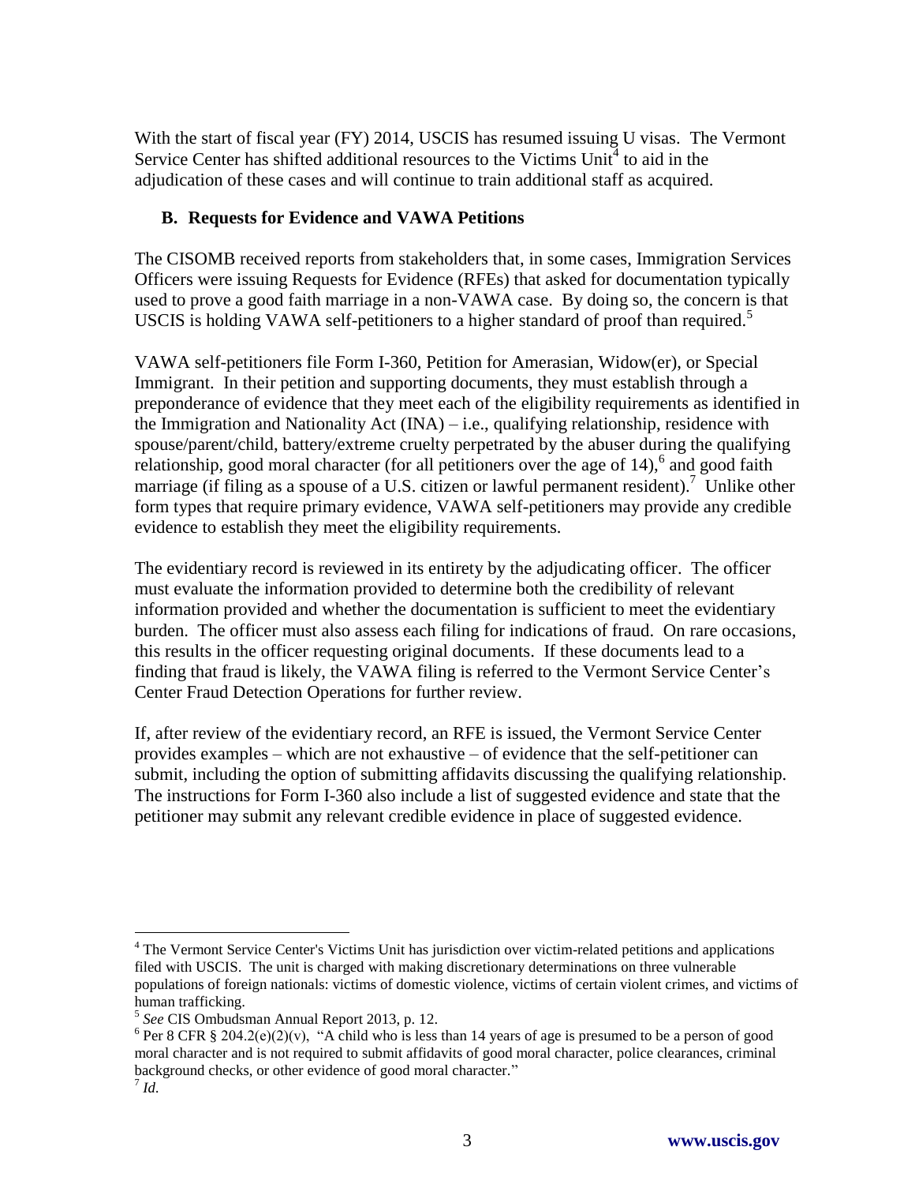With the start of fiscal year (FY) 2014, USCIS has resumed issuing U visas. The Vermont Service Center has shifted additional resources to the Victims Unit[4] to aid in the adjudication of these cases and will continue to train additional staff as acquired.

### B. Requests for Evidence and VAWA Petitions

The CISOMB received reports from stakeholders that, in some cases, Immigration Services Officers were issuing Requests for Evidence (RFEs) that asked for documentation typically used to prove a good faith marriage in a non-VAWA case. By doing so, the concern is that USCIS is holding VAWA self-petitioners to a higher standard of proof than required.[5]

VAWA self-petitioners file Form I-360, Petition for Amerasian, Widow(er), or Special Immigrant. In their petition and supporting documents, they must establish through a preponderance of evidence that they meet each of the eligibility requirements as identified in the Immigration and Nationality Act (INA) – i.e., qualifying relationship, residence with spouse/parent/child, battery/extreme cruelty perpetrated by the abuser during the qualifying relationship, good moral character (for all petitioners over the age of 14),[6] and good faith marriage (if filing as a spouse of a U.S. citizen or lawful permanent resident).[7] Unlike other form types that require primary evidence, VAWA self-petitioners may provide any credible evidence to establish they meet the eligibility requirements.

The evidentiary record is reviewed in its entirety by the adjudicating officer. The officer must evaluate the information provided to determine both the credibility of relevant information provided and whether the documentation is sufficient to meet the evidentiary burden. The officer must also assess each filing for indications of fraud. On rare occasions, this results in the officer requesting original documents. If these documents lead to a finding that fraud is likely, the VAWA filing is referred to the Vermont Service Center's Center Fraud Detection Operations for further review.

If, after review of the evidentiary record, an RFE is issued, the Vermont Service Center provides examples – which are not exhaustive – of evidence that the self-petitioner can submit, including the option of submitting affidavits discussing the qualifying relationship. The instructions for Form I-360 also include a list of suggested evidence and state that the petitioner may submit any relevant credible evidence in place of suggested evidence.

---

[4] The Vermont Service Center's Victims Unit has jurisdiction over victim-related petitions and applications filed with USCIS. The unit is charged with making discretionary determinations on three vulnerable populations of foreign nationals: victims of domestic violence, victims of certain violent crimes, and victims of human trafficking.

[5] *See* CIS Ombudsman Annual Report 2013, p. 12.

[6] Per 8 CFR § 204.2(e)(2)(v), "A child who is less than 14 years of age is presumed to be a person of good moral character and is not required to submit affidavits of good moral character, police clearances, criminal background checks, or other evidence of good moral character."

[7] *Id.*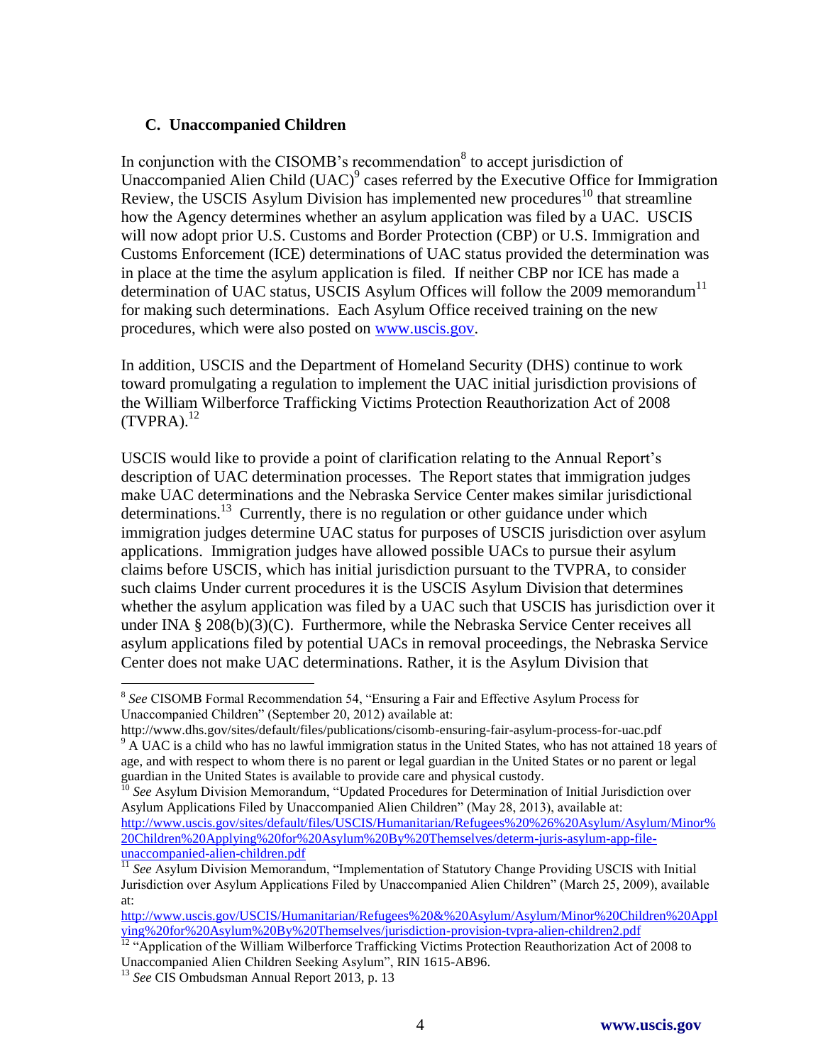### C. Unaccompanied Children

In conjunction with the CISOMB's recommendation[8] to accept jurisdiction of Unaccompanied Alien Child (UAC)[9] cases referred by the Executive Office for Immigration Review, the USCIS Asylum Division has implemented new procedures[10] that streamline how the Agency determines whether an asylum application was filed by a UAC. USCIS will now adopt prior U.S. Customs and Border Protection (CBP) or U.S. Immigration and Customs Enforcement (ICE) determinations of UAC status provided the determination was in place at the time the asylum application is filed. If neither CBP nor ICE has made a determination of UAC status, USCIS Asylum Offices will follow the 2009 memorandum[11] for making such determinations. Each Asylum Office received training on the new procedures, which were also posted on [www.uscis.gov](http://www.uscis.gov).

In addition, USCIS and the Department of Homeland Security (DHS) continue to work toward promulgating a regulation to implement the UAC initial jurisdiction provisions of the William Wilberforce Trafficking Victims Protection Reauthorization Act of 2008 (TVPRA).[12]

USCIS would like to provide a point of clarification relating to the Annual Report's description of UAC determination processes. The Report states that immigration judges make UAC determinations and the Nebraska Service Center makes similar jurisdictional determinations.[13] Currently, there is no regulation or other guidance under which immigration judges determine UAC status for purposes of USCIS jurisdiction over asylum applications. Immigration judges have allowed possible UACs to pursue their asylum claims before USCIS, which has initial jurisdiction pursuant to the TVPRA, to consider such claims Under current procedures it is the USCIS Asylum Division that determines whether the asylum application was filed by a UAC such that USCIS has jurisdiction over it under INA § 208(b)(3)(C). Furthermore, while the Nebraska Service Center receives all asylum applications filed by potential UACs in removal proceedings, the Nebraska Service Center does not make UAC determinations. Rather, it is the Asylum Division that

---

[8] *See* CISOMB Formal Recommendation 54, "Ensuring a Fair and Effective Asylum Process for Unaccompanied Children" (September 20, 2012) available at: http://www.dhs.gov/sites/default/files/publications/cisomb-ensuring-fair-asylum-process-for-uac.pdf

[9] A UAC is a child who has no lawful immigration status in the United States, who has not attained 18 years of age, and with respect to whom there is no parent or legal guardian in the United States or no parent or legal guardian in the United States is available to provide care and physical custody.

[10] *See* Asylum Division Memorandum, "Updated Procedures for Determination of Initial Jurisdiction over Asylum Applications Filed by Unaccompanied Alien Children" (May 28, 2013), available at: [http://www.uscis.gov/sites/default/files/USCIS/Humanitarian/Refugees%20%26%20Asylum/Asylum/Minor%20Children%20Applying%20for%20Asylum%20By%20Themselves/determ-juris-asylum-app-file-unaccompanied-alien-children.pdf](http://www.uscis.gov/sites/default/files/USCIS/Humanitarian/Refugees%20%26%20Asylum/Asylum/Minor%20Children%20Applying%20for%20Asylum%20By%20Themselves/determ-juris-asylum-app-file-unaccompanied-alien-children.pdf)

[11] *See* Asylum Division Memorandum, "Implementation of Statutory Change Providing USCIS with Initial Jurisdiction over Asylum Applications Filed by Unaccompanied Alien Children" (March 25, 2009), available at: [http://www.uscis.gov/USCIS/Humanitarian/Refugees%20&%20Asylum/Asylum/Minor%20Children%20Applying%20for%20Asylum%20By%20Themselves/jurisdiction-provision-tvpra-alien-children2.pdf](http://www.uscis.gov/USCIS/Humanitarian/Refugees%20&%20Asylum/Asylum/Minor%20Children%20Applying%20for%20Asylum%20By%20Themselves/jurisdiction-provision-tvpra-alien-children2.pdf)

[12] "Application of the William Wilberforce Trafficking Victims Protection Reauthorization Act of 2008 to Unaccompanied Alien Children Seeking Asylum", RIN 1615-AB96.

[13] *See* CIS Ombudsman Annual Report 2013, p. 13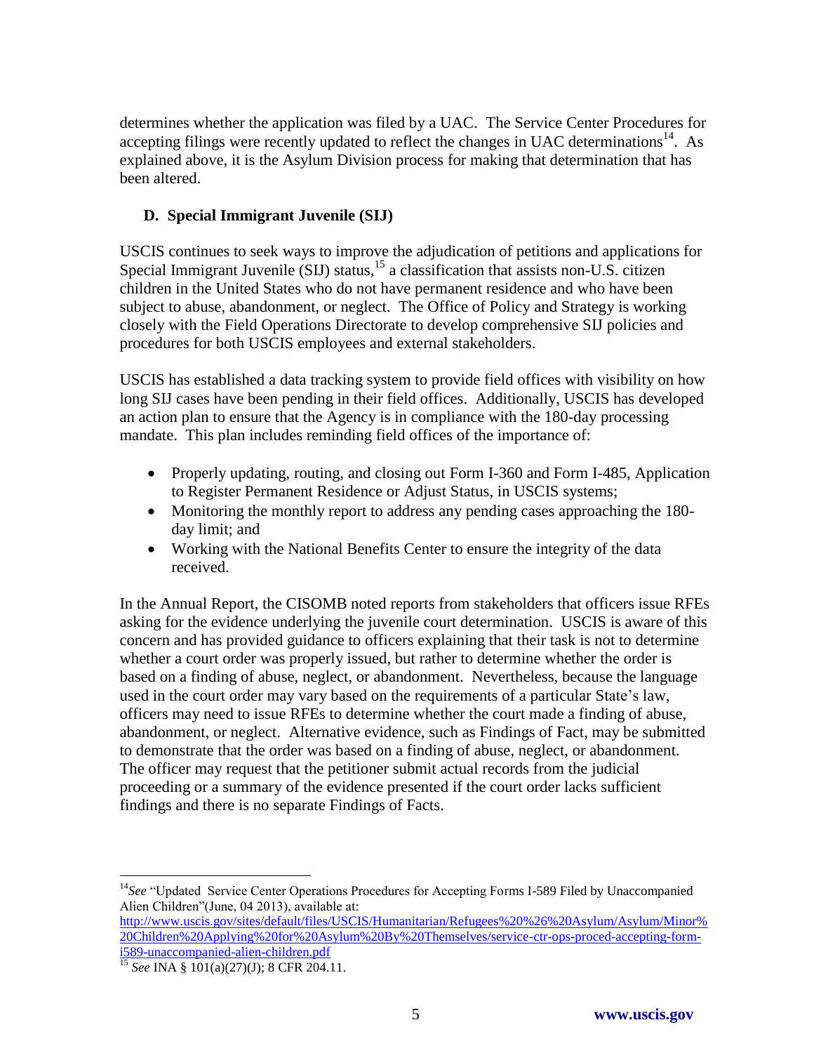determines whether the application was filed by a UAC. The Service Center Procedures for accepting filings were recently updated to reflect the changes in UAC determinations[14]. As explained above, it is the Asylum Division process for making that determination that has been altered.

### D. Special Immigrant Juvenile (SIJ)

USCIS continues to seek ways to improve the adjudication of petitions and applications for Special Immigrant Juvenile (SIJ) status,[15] a classification that assists non-U.S. citizen children in the United States who do not have permanent residence and who have been subject to abuse, abandonment, or neglect. The Office of Policy and Strategy is working closely with the Field Operations Directorate to develop comprehensive SIJ policies and procedures for both USCIS employees and external stakeholders.

USCIS has established a data tracking system to provide field offices with visibility on how long SIJ cases have been pending in their field offices. Additionally, USCIS has developed an action plan to ensure that the Agency is in compliance with the 180-day processing mandate. This plan includes reminding field offices of the importance of:

- Properly updating, routing, and closing out Form I-360 and Form I-485, Application to Register Permanent Residence or Adjust Status, in USCIS systems;
- Monitoring the monthly report to address any pending cases approaching the 180-day limit; and
- Working with the National Benefits Center to ensure the integrity of the data received.

In the Annual Report, the CISOMB noted reports from stakeholders that officers issue RFEs asking for the evidence underlying the juvenile court determination. USCIS is aware of this concern and has provided guidance to officers explaining that their task is not to determine whether a court order was properly issued, but rather to determine whether the order is based on a finding of abuse, neglect, or abandonment. Nevertheless, because the language used in the court order may vary based on the requirements of a particular State's law, officers may need to issue RFEs to determine whether the court made a finding of abuse, abandonment, or neglect. Alternative evidence, such as Findings of Fact, may be submitted to demonstrate that the order was based on a finding of abuse, neglect, or abandonment. The officer may request that the petitioner submit actual records from the judicial proceeding or a summary of the evidence presented if the court order lacks sufficient findings and there is no separate Findings of Facts.

---

[14] *See* "Updated Service Center Operations Procedures for Accepting Forms I-589 Filed by Unaccompanied Alien Children"(June, 04 2013), available at: http://www.uscis.gov/sites/default/files/USCIS/Humanitarian/Refugees%20%26%20Asylum/Asylum/Minor%20Children%20Applying%20for%20Asylum%20By%20Themselves/service-ctr-ops-proced-accepting-form-i589-unaccompanied-alien-children.pdf

[15] *See* INA § 101(a)(27)(J); 8 CFR 204.11.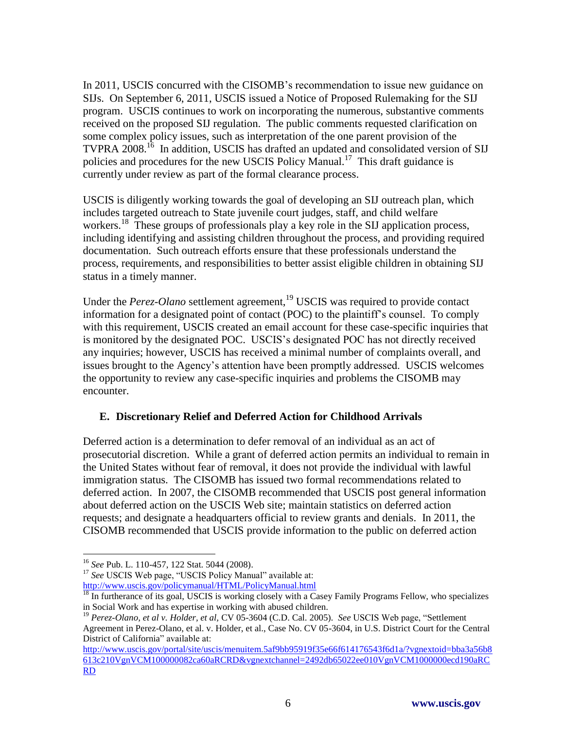In 2011, USCIS concurred with the CISOMB's recommendation to issue new guidance on SIJs. On September 6, 2011, USCIS issued a Notice of Proposed Rulemaking for the SIJ program. USCIS continues to work on incorporating the numerous, substantive comments received on the proposed SIJ regulation. The public comments requested clarification on some complex policy issues, such as interpretation of the one parent provision of the TVPRA 2008.[16] In addition, USCIS has drafted an updated and consolidated version of SIJ policies and procedures for the new USCIS Policy Manual.[17] This draft guidance is currently under review as part of the formal clearance process.

USCIS is diligently working towards the goal of developing an SIJ outreach plan, which includes targeted outreach to State juvenile court judges, staff, and child welfare workers.[18] These groups of professionals play a key role in the SIJ application process, including identifying and assisting children throughout the process, and providing required documentation. Such outreach efforts ensure that these professionals understand the process, requirements, and responsibilities to better assist eligible children in obtaining SIJ status in a timely manner.

Under the *Perez-Olano* settlement agreement,[19] USCIS was required to provide contact information for a designated point of contact (POC) to the plaintiff's counsel. To comply with this requirement, USCIS created an email account for these case-specific inquiries that is monitored by the designated POC. USCIS's designated POC has not directly received any inquiries; however, USCIS has received a minimal number of complaints overall, and issues brought to the Agency's attention have been promptly addressed. USCIS welcomes the opportunity to review any case-specific inquiries and problems the CISOMB may encounter.

### E. Discretionary Relief and Deferred Action for Childhood Arrivals

Deferred action is a determination to defer removal of an individual as an act of prosecutorial discretion. While a grant of deferred action permits an individual to remain in the United States without fear of removal, it does not provide the individual with lawful immigration status. The CISOMB has issued two formal recommendations related to deferred action. In 2007, the CISOMB recommended that USCIS post general information about deferred action on the USCIS Web site; maintain statistics on deferred action requests; and designate a headquarters official to review grants and denials. In 2011, the CISOMB recommended that USCIS provide information to the public on deferred action

---

[16] *See* Pub. L. 110-457, 122 Stat. 5044 (2008).

[17] *See* USCIS Web page, "USCIS Policy Manual" available at: http://www.uscis.gov/policymanual/HTML/PolicyManual.html

[18] In furtherance of its goal, USCIS is working closely with a Casey Family Programs Fellow, who specializes in Social Work and has expertise in working with abused children.

[19] *Perez-Olano, et al v. Holder, et al*, CV 05-3604 (C.D. Cal. 2005). *See* USCIS Web page, "Settlement Agreement in Perez-Olano, et al. v. Holder, et al., Case No. CV 05-3604, in U.S. District Court for the Central District of California" available at: http://www.uscis.gov/portal/site/uscis/menuitem.5af9bb95919f35e66f614176543f6d1a/?vgnextoid=bba3a56b8613c210VgnVCM100000082ca60aRCRD&vgnextchannel=2492db65022ee010VgnVCM1000000ecd190aRCRD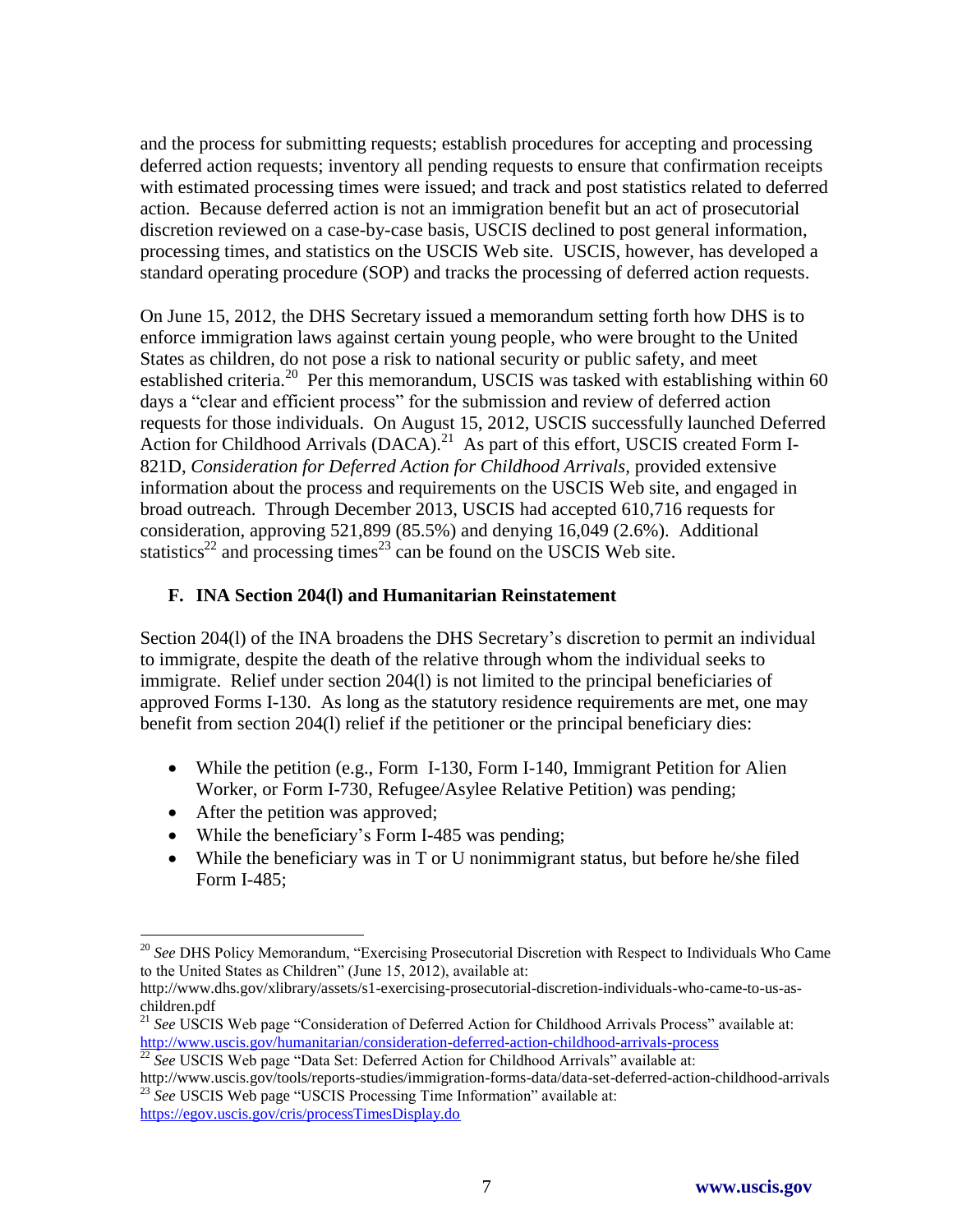and the process for submitting requests; establish procedures for accepting and processing deferred action requests; inventory all pending requests to ensure that confirmation receipts with estimated processing times were issued; and track and post statistics related to deferred action. Because deferred action is not an immigration benefit but an act of prosecutorial discretion reviewed on a case-by-case basis, USCIS declined to post general information, processing times, and statistics on the USCIS Web site. USCIS, however, has developed a standard operating procedure (SOP) and tracks the processing of deferred action requests.

On June 15, 2012, the DHS Secretary issued a memorandum setting forth how DHS is to enforce immigration laws against certain young people, who were brought to the United States as children, do not pose a risk to national security or public safety, and meet established criteria.[20] Per this memorandum, USCIS was tasked with establishing within 60 days a "clear and efficient process" for the submission and review of deferred action requests for those individuals. On August 15, 2012, USCIS successfully launched Deferred Action for Childhood Arrivals (DACA).[21] As part of this effort, USCIS created Form I-821D, *Consideration for Deferred Action for Childhood Arrivals*, provided extensive information about the process and requirements on the USCIS Web site, and engaged in broad outreach. Through December 2013, USCIS had accepted 610,716 requests for consideration, approving 521,899 (85.5%) and denying 16,049 (2.6%). Additional statistics[22] and processing times[23] can be found on the USCIS Web site.

### F. INA Section 204(l) and Humanitarian Reinstatement

Section 204(l) of the INA broadens the DHS Secretary's discretion to permit an individual to immigrate, despite the death of the relative through whom the individual seeks to immigrate. Relief under section 204(l) is not limited to the principal beneficiaries of approved Forms I-130. As long as the statutory residence requirements are met, one may benefit from section 204(l) relief if the petitioner or the principal beneficiary dies:

- While the petition (e.g., Form I-130, Form I-140, Immigrant Petition for Alien Worker, or Form I-730, Refugee/Asylee Relative Petition) was pending;
- After the petition was approved;
- While the beneficiary's Form I-485 was pending;
- While the beneficiary was in T or U nonimmigrant status, but before he/she filed Form I-485;

---

[20] *See* DHS Policy Memorandum, "Exercising Prosecutorial Discretion with Respect to Individuals Who Came to the United States as Children" (June 15, 2012), available at: http://www.dhs.gov/xlibrary/assets/s1-exercising-prosecutorial-discretion-individuals-who-came-to-us-as-children.pdf

[21] *See* USCIS Web page "Consideration of Deferred Action for Childhood Arrivals Process" available at: http://www.uscis.gov/humanitarian/consideration-deferred-action-childhood-arrivals-process

[22] *See* USCIS Web page "Data Set: Deferred Action for Childhood Arrivals" available at: http://www.uscis.gov/tools/reports-studies/immigration-forms-data/data-set-deferred-action-childhood-arrivals

[23] *See* USCIS Web page "USCIS Processing Time Information" available at: https://egov.uscis.gov/cris/processTimesDisplay.do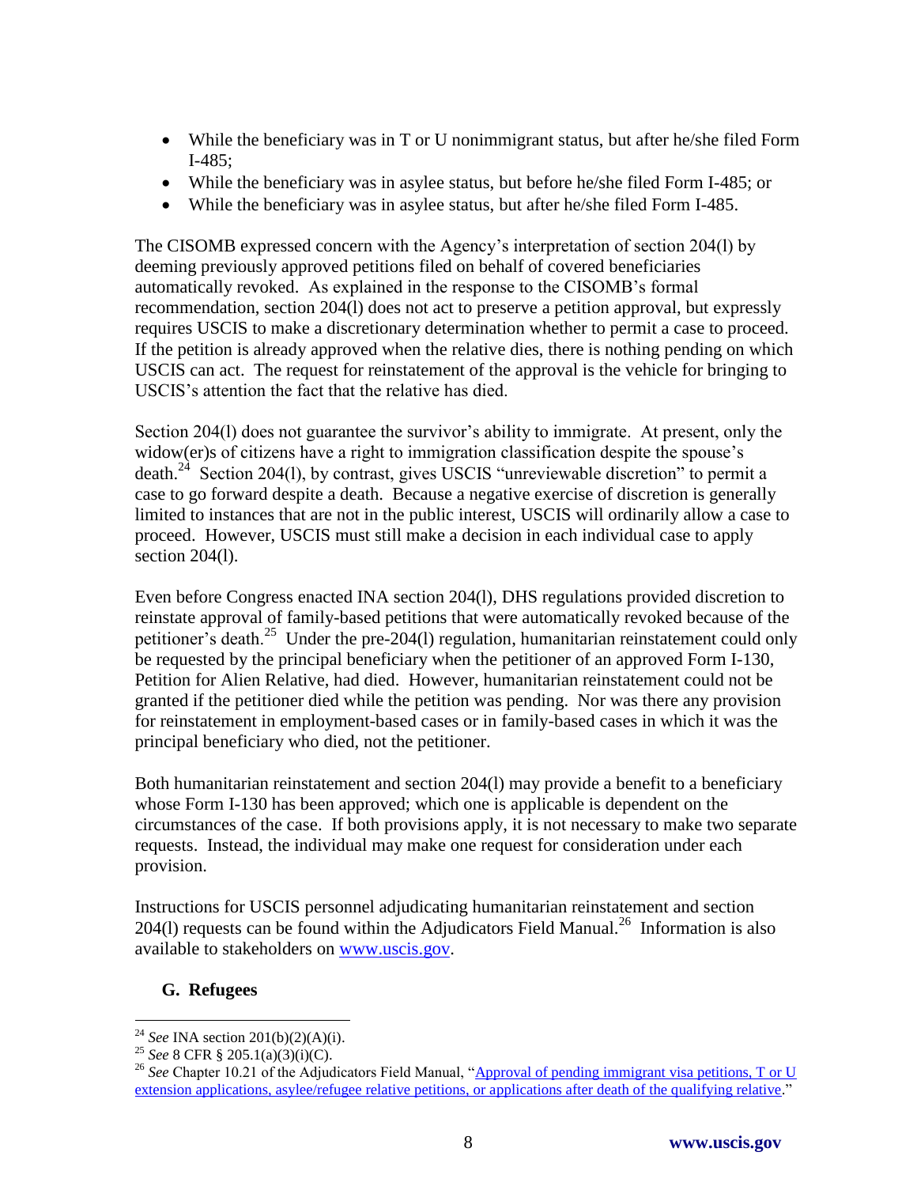- While the beneficiary was in T or U nonimmigrant status, but after he/she filed Form I-485;
- While the beneficiary was in asylee status, but before he/she filed Form I-485; or
- While the beneficiary was in asylee status, but after he/she filed Form I-485.

The CISOMB expressed concern with the Agency's interpretation of section 204(l) by deeming previously approved petitions filed on behalf of covered beneficiaries automatically revoked. As explained in the response to the CISOMB's formal recommendation, section 204(l) does not act to preserve a petition approval, but expressly requires USCIS to make a discretionary determination whether to permit a case to proceed. If the petition is already approved when the relative dies, there is nothing pending on which USCIS can act. The request for reinstatement of the approval is the vehicle for bringing to USCIS's attention the fact that the relative has died.

Section 204(l) does not guarantee the survivor's ability to immigrate. At present, only the widow(er)s of citizens have a right to immigration classification despite the spouse's death.[24] Section 204(l), by contrast, gives USCIS "unreviewable discretion" to permit a case to go forward despite a death. Because a negative exercise of discretion is generally limited to instances that are not in the public interest, USCIS will ordinarily allow a case to proceed. However, USCIS must still make a decision in each individual case to apply section 204(l).

Even before Congress enacted INA section 204(l), DHS regulations provided discretion to reinstate approval of family-based petitions that were automatically revoked because of the petitioner's death.[25] Under the pre-204(l) regulation, humanitarian reinstatement could only be requested by the principal beneficiary when the petitioner of an approved Form I-130, Petition for Alien Relative, had died. However, humanitarian reinstatement could not be granted if the petitioner died while the petition was pending. Nor was there any provision for reinstatement in employment-based cases or in family-based cases in which it was the principal beneficiary who died, not the petitioner.

Both humanitarian reinstatement and section 204(l) may provide a benefit to a beneficiary whose Form I-130 has been approved; which one is applicable is dependent on the circumstances of the case. If both provisions apply, it is not necessary to make two separate requests. Instead, the individual may make one request for consideration under each provision.

Instructions for USCIS personnel adjudicating humanitarian reinstatement and section 204(l) requests can be found within the Adjudicators Field Manual.[26] Information is also available to stakeholders on www.uscis.gov.

## G. Refugees

[24] *See* INA section 201(b)(2)(A)(i).

[25] *See* 8 CFR § 205.1(a)(3)(i)(C).

[26] *See* Chapter 10.21 of the Adjudicators Field Manual, "Approval of pending immigrant visa petitions, T or U extension applications, asylee/refugee relative petitions, or applications after death of the qualifying relative."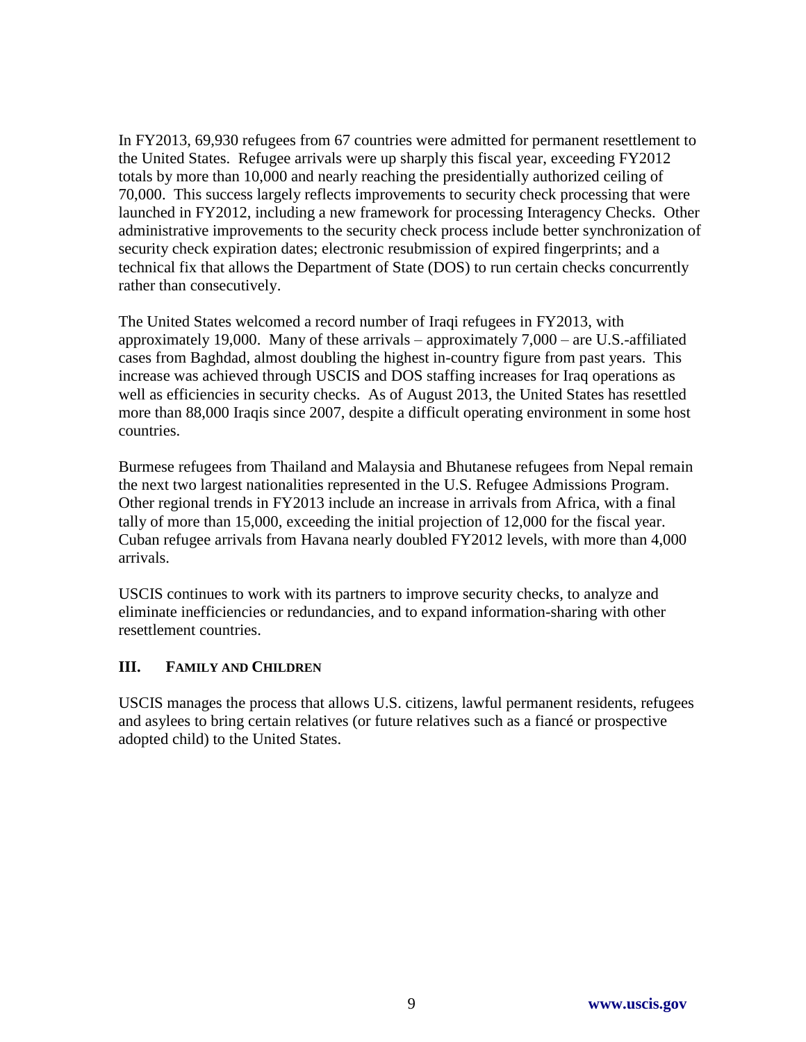In FY2013, 69,930 refugees from 67 countries were admitted for permanent resettlement to the United States. Refugee arrivals were up sharply this fiscal year, exceeding FY2012 totals by more than 10,000 and nearly reaching the presidentially authorized ceiling of 70,000. This success largely reflects improvements to security check processing that were launched in FY2012, including a new framework for processing Interagency Checks. Other administrative improvements to the security check process include better synchronization of security check expiration dates; electronic resubmission of expired fingerprints; and a technical fix that allows the Department of State (DOS) to run certain checks concurrently rather than consecutively.

The United States welcomed a record number of Iraqi refugees in FY2013, with approximately 19,000. Many of these arrivals – approximately 7,000 – are U.S.-affiliated cases from Baghdad, almost doubling the highest in-country figure from past years. This increase was achieved through USCIS and DOS staffing increases for Iraq operations as well as efficiencies in security checks. As of August 2013, the United States has resettled more than 88,000 Iraqis since 2007, despite a difficult operating environment in some host countries.

Burmese refugees from Thailand and Malaysia and Bhutanese refugees from Nepal remain the next two largest nationalities represented in the U.S. Refugee Admissions Program. Other regional trends in FY2013 include an increase in arrivals from Africa, with a final tally of more than 15,000, exceeding the initial projection of 12,000 for the fiscal year. Cuban refugee arrivals from Havana nearly doubled FY2012 levels, with more than 4,000 arrivals.

USCIS continues to work with its partners to improve security checks, to analyze and eliminate inefficiencies or redundancies, and to expand information-sharing with other resettlement countries.

## III. FAMILY AND CHILDREN

USCIS manages the process that allows U.S. citizens, lawful permanent residents, refugees and asylees to bring certain relatives (or future relatives such as a fiancé or prospective adopted child) to the United States.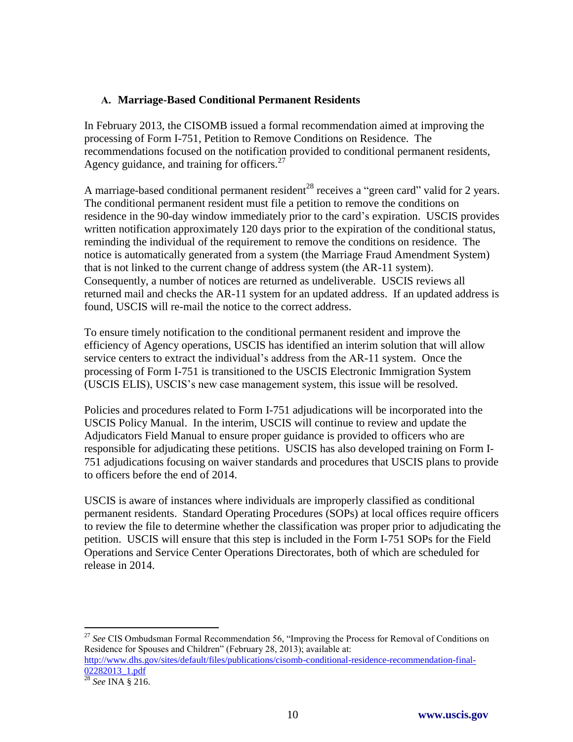### A. Marriage-Based Conditional Permanent Residents

In February 2013, the CISOMB issued a formal recommendation aimed at improving the processing of Form I-751, Petition to Remove Conditions on Residence. The recommendations focused on the notification provided to conditional permanent residents, Agency guidance, and training for officers.[27]

A marriage-based conditional permanent resident[28] receives a "green card" valid for 2 years. The conditional permanent resident must file a petition to remove the conditions on residence in the 90-day window immediately prior to the card's expiration. USCIS provides written notification approximately 120 days prior to the expiration of the conditional status, reminding the individual of the requirement to remove the conditions on residence. The notice is automatically generated from a system (the Marriage Fraud Amendment System) that is not linked to the current change of address system (the AR-11 system). Consequently, a number of notices are returned as undeliverable. USCIS reviews all returned mail and checks the AR-11 system for an updated address. If an updated address is found, USCIS will re-mail the notice to the correct address.

To ensure timely notification to the conditional permanent resident and improve the efficiency of Agency operations, USCIS has identified an interim solution that will allow service centers to extract the individual's address from the AR-11 system. Once the processing of Form I-751 is transitioned to the USCIS Electronic Immigration System (USCIS ELIS), USCIS's new case management system, this issue will be resolved.

Policies and procedures related to Form I-751 adjudications will be incorporated into the USCIS Policy Manual. In the interim, USCIS will continue to review and update the Adjudicators Field Manual to ensure proper guidance is provided to officers who are responsible for adjudicating these petitions. USCIS has also developed training on Form I-751 adjudications focusing on waiver standards and procedures that USCIS plans to provide to officers before the end of 2014.

USCIS is aware of instances where individuals are improperly classified as conditional permanent residents. Standard Operating Procedures (SOPs) at local offices require officers to review the file to determine whether the classification was proper prior to adjudicating the petition. USCIS will ensure that this step is included in the Form I-751 SOPs for the Field Operations and Service Center Operations Directorates, both of which are scheduled for release in 2014.

---

[27] *See* CIS Ombudsman Formal Recommendation 56, "Improving the Process for Removal of Conditions on Residence for Spouses and Children" (February 28, 2013); available at: http://www.dhs.gov/sites/default/files/publications/cisomb-conditional-residence-recommendation-final-02282013_1.pdf

[28] *See* INA § 216.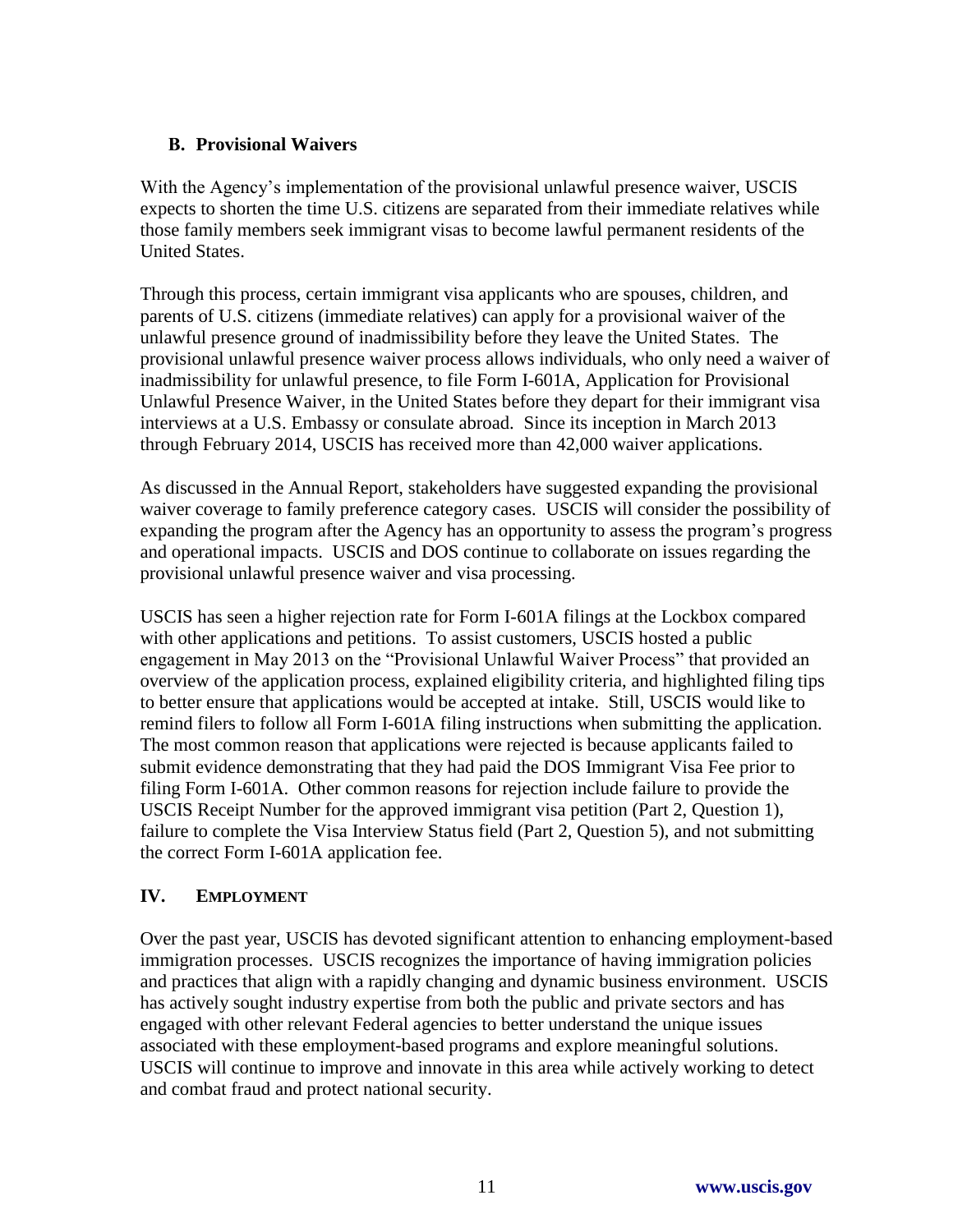### B. Provisional Waivers

With the Agency's implementation of the provisional unlawful presence waiver, USCIS expects to shorten the time U.S. citizens are separated from their immediate relatives while those family members seek immigrant visas to become lawful permanent residents of the United States.

Through this process, certain immigrant visa applicants who are spouses, children, and parents of U.S. citizens (immediate relatives) can apply for a provisional waiver of the unlawful presence ground of inadmissibility before they leave the United States. The provisional unlawful presence waiver process allows individuals, who only need a waiver of inadmissibility for unlawful presence, to file Form I-601A, Application for Provisional Unlawful Presence Waiver, in the United States before they depart for their immigrant visa interviews at a U.S. Embassy or consulate abroad. Since its inception in March 2013 through February 2014, USCIS has received more than 42,000 waiver applications.

As discussed in the Annual Report, stakeholders have suggested expanding the provisional waiver coverage to family preference category cases. USCIS will consider the possibility of expanding the program after the Agency has an opportunity to assess the program's progress and operational impacts. USCIS and DOS continue to collaborate on issues regarding the provisional unlawful presence waiver and visa processing.

USCIS has seen a higher rejection rate for Form I-601A filings at the Lockbox compared with other applications and petitions. To assist customers, USCIS hosted a public engagement in May 2013 on the "Provisional Unlawful Waiver Process" that provided an overview of the application process, explained eligibility criteria, and highlighted filing tips to better ensure that applications would be accepted at intake. Still, USCIS would like to remind filers to follow all Form I-601A filing instructions when submitting the application. The most common reason that applications were rejected is because applicants failed to submit evidence demonstrating that they had paid the DOS Immigrant Visa Fee prior to filing Form I-601A. Other common reasons for rejection include failure to provide the USCIS Receipt Number for the approved immigrant visa petition (Part 2, Question 1), failure to complete the Visa Interview Status field (Part 2, Question 5), and not submitting the correct Form I-601A application fee.

## IV. EMPLOYMENT

Over the past year, USCIS has devoted significant attention to enhancing employment-based immigration processes. USCIS recognizes the importance of having immigration policies and practices that align with a rapidly changing and dynamic business environment. USCIS has actively sought industry expertise from both the public and private sectors and has engaged with other relevant Federal agencies to better understand the unique issues associated with these employment-based programs and explore meaningful solutions. USCIS will continue to improve and innovate in this area while actively working to detect and combat fraud and protect national security.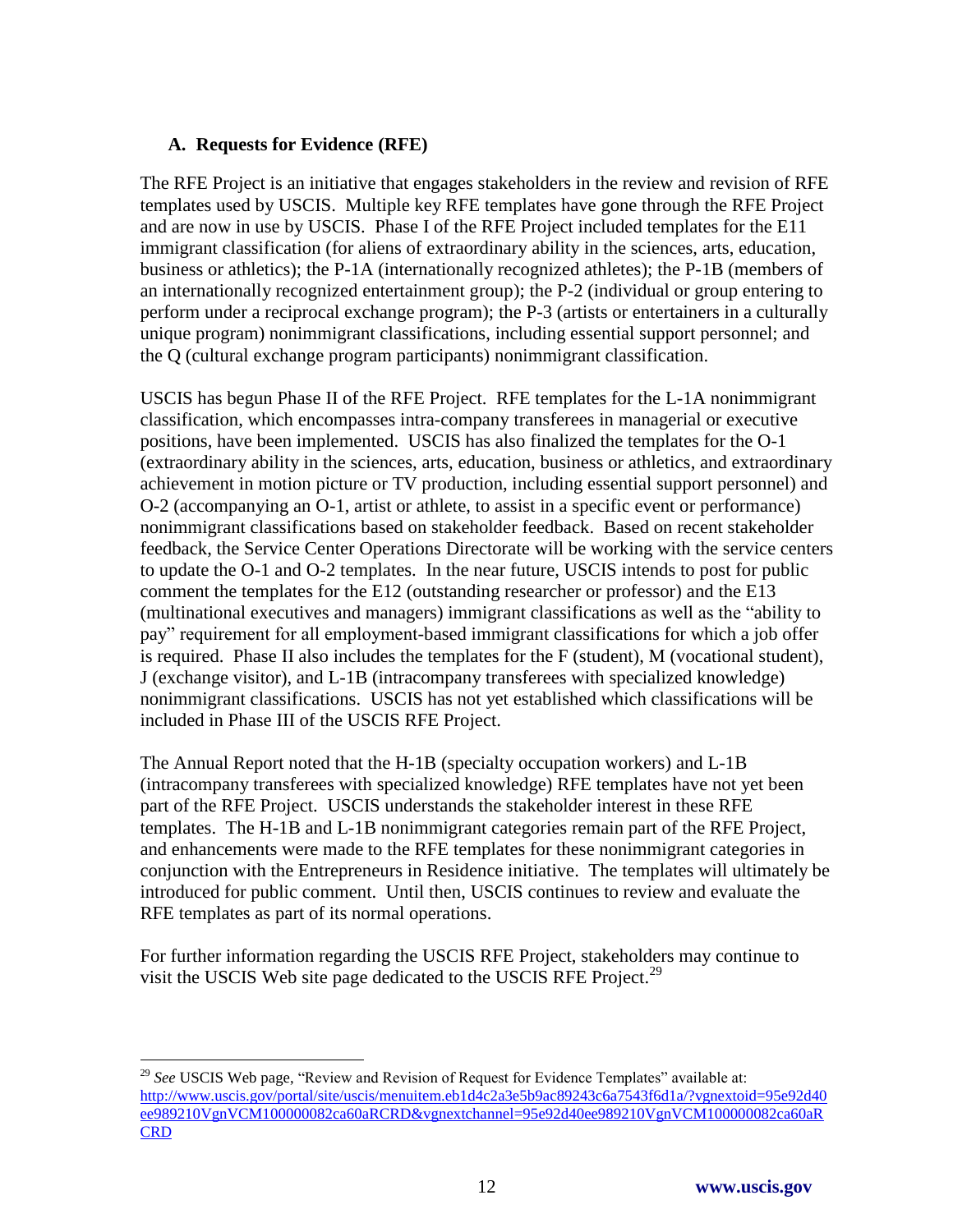### A. Requests for Evidence (RFE)

The RFE Project is an initiative that engages stakeholders in the review and revision of RFE templates used by USCIS. Multiple key RFE templates have gone through the RFE Project and are now in use by USCIS. Phase I of the RFE Project included templates for the E11 immigrant classification (for aliens of extraordinary ability in the sciences, arts, education, business or athletics); the P-1A (internationally recognized athletes); the P-1B (members of an internationally recognized entertainment group); the P-2 (individual or group entering to perform under a reciprocal exchange program); the P-3 (artists or entertainers in a culturally unique program) nonimmigrant classifications, including essential support personnel; and the Q (cultural exchange program participants) nonimmigrant classification.

USCIS has begun Phase II of the RFE Project. RFE templates for the L-1A nonimmigrant classification, which encompasses intra-company transferees in managerial or executive positions, have been implemented. USCIS has also finalized the templates for the O-1 (extraordinary ability in the sciences, arts, education, business or athletics, and extraordinary achievement in motion picture or TV production, including essential support personnel) and O-2 (accompanying an O-1, artist or athlete, to assist in a specific event or performance) nonimmigrant classifications based on stakeholder feedback. Based on recent stakeholder feedback, the Service Center Operations Directorate will be working with the service centers to update the O-1 and O-2 templates. In the near future, USCIS intends to post for public comment the templates for the E12 (outstanding researcher or professor) and the E13 (multinational executives and managers) immigrant classifications as well as the "ability to pay" requirement for all employment-based immigrant classifications for which a job offer is required. Phase II also includes the templates for the F (student), M (vocational student), J (exchange visitor), and L-1B (intracompany transferees with specialized knowledge) nonimmigrant classifications. USCIS has not yet established which classifications will be included in Phase III of the USCIS RFE Project.

The Annual Report noted that the H-1B (specialty occupation workers) and L-1B (intracompany transferees with specialized knowledge) RFE templates have not yet been part of the RFE Project. USCIS understands the stakeholder interest in these RFE templates. The H-1B and L-1B nonimmigrant categories remain part of the RFE Project, and enhancements were made to the RFE templates for these nonimmigrant categories in conjunction with the Entrepreneurs in Residence initiative. The templates will ultimately be introduced for public comment. Until then, USCIS continues to review and evaluate the RFE templates as part of its normal operations.

For further information regarding the USCIS RFE Project, stakeholders may continue to visit the USCIS Web site page dedicated to the USCIS RFE Project.[29]

---

[29] *See* USCIS Web page, "Review and Revision of Request for Evidence Templates" available at: http://www.uscis.gov/portal/site/uscis/menuitem.eb1d4c2a3e5b9ac89243c6a7543f6d1a/?vgnextoid=95e92d40ee989210VgnVCM100000082ca60aRCRD&vgnextchannel=95e92d40ee989210VgnVCM100000082ca60aRCRD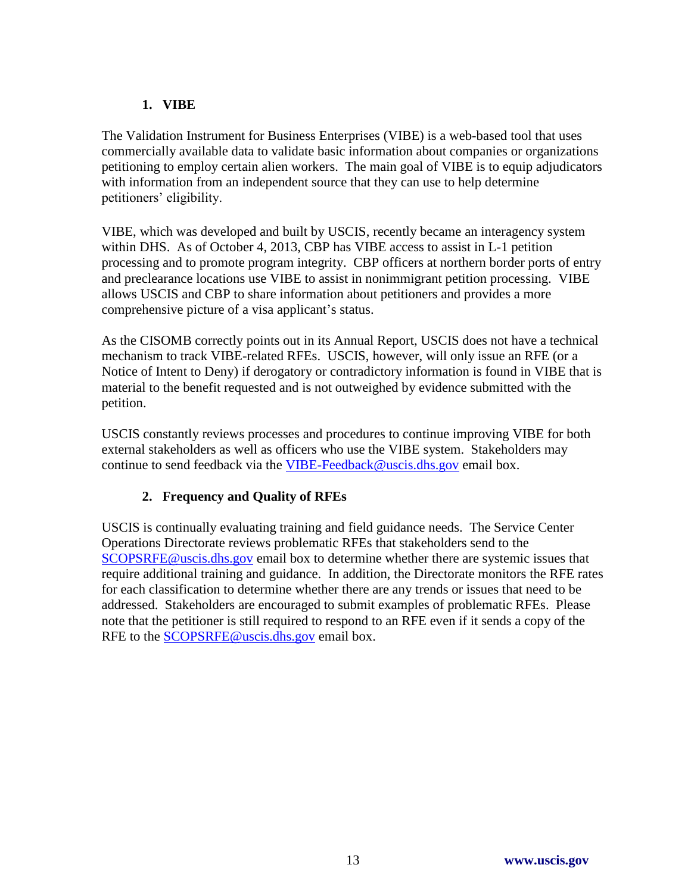### 1. VIBE

The Validation Instrument for Business Enterprises (VIBE) is a web-based tool that uses commercially available data to validate basic information about companies or organizations petitioning to employ certain alien workers. The main goal of VIBE is to equip adjudicators with information from an independent source that they can use to help determine petitioners' eligibility.

VIBE, which was developed and built by USCIS, recently became an interagency system within DHS. As of October 4, 2013, CBP has VIBE access to assist in L-1 petition processing and to promote program integrity. CBP officers at northern border ports of entry and preclearance locations use VIBE to assist in nonimmigrant petition processing. VIBE allows USCIS and CBP to share information about petitioners and provides a more comprehensive picture of a visa applicant's status.

As the CISOMB correctly points out in its Annual Report, USCIS does not have a technical mechanism to track VIBE-related RFEs. USCIS, however, will only issue an RFE (or a Notice of Intent to Deny) if derogatory or contradictory information is found in VIBE that is material to the benefit requested and is not outweighed by evidence submitted with the petition.

USCIS constantly reviews processes and procedures to continue improving VIBE for both external stakeholders as well as officers who use the VIBE system. Stakeholders may continue to send feedback via the VIBE-Feedback@uscis.dhs.gov email box.

### 2. Frequency and Quality of RFEs

USCIS is continually evaluating training and field guidance needs. The Service Center Operations Directorate reviews problematic RFEs that stakeholders send to the SCOPSRFE@uscis.dhs.gov email box to determine whether there are systemic issues that require additional training and guidance. In addition, the Directorate monitors the RFE rates for each classification to determine whether there are any trends or issues that need to be addressed. Stakeholders are encouraged to submit examples of problematic RFEs. Please note that the petitioner is still required to respond to an RFE even if it sends a copy of the RFE to the SCOPSRFE@uscis.dhs.gov email box.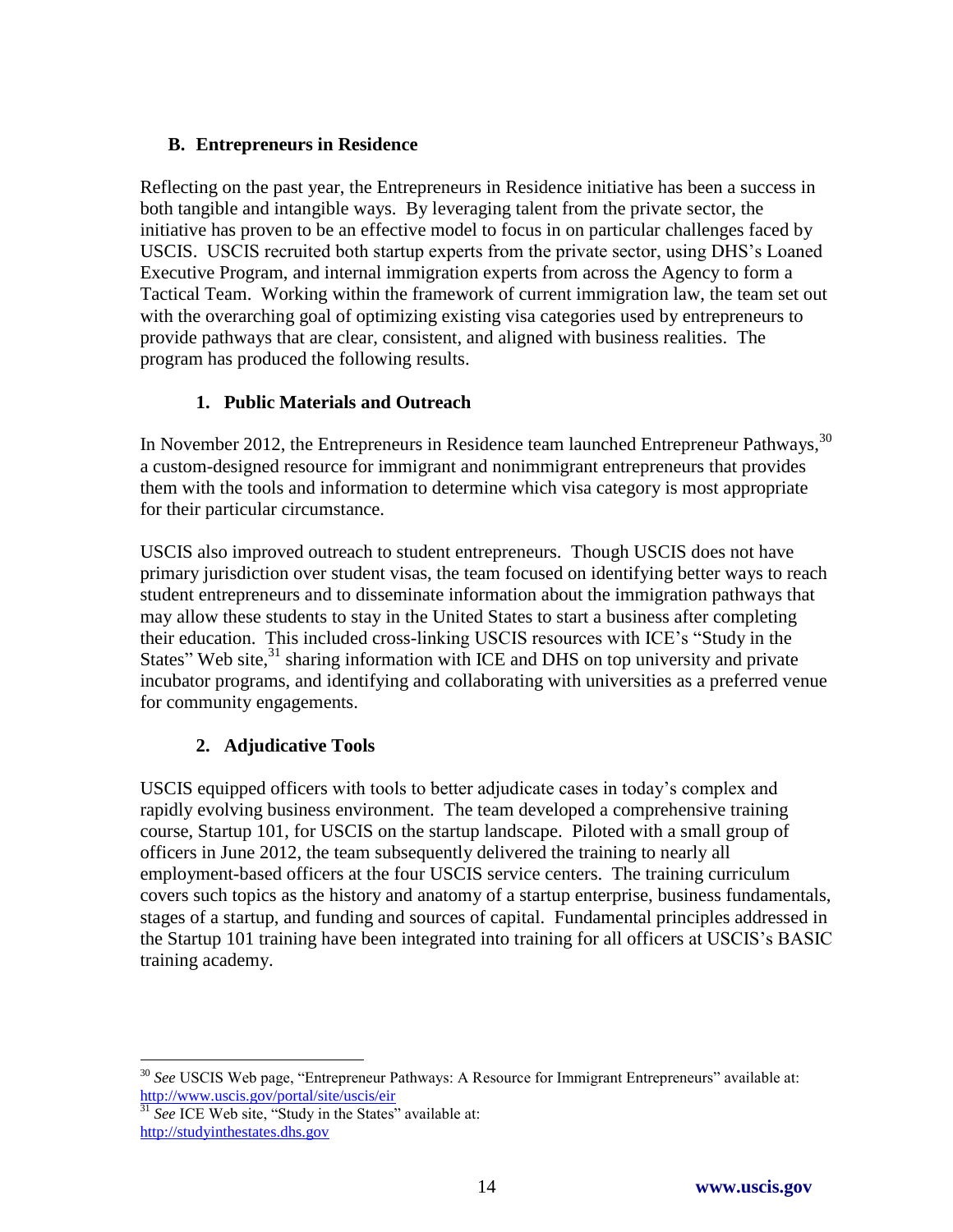### B. Entrepreneurs in Residence

Reflecting on the past year, the Entrepreneurs in Residence initiative has been a success in both tangible and intangible ways. By leveraging talent from the private sector, the initiative has proven to be an effective model to focus in on particular challenges faced by USCIS. USCIS recruited both startup experts from the private sector, using DHS's Loaned Executive Program, and internal immigration experts from across the Agency to form a Tactical Team. Working within the framework of current immigration law, the team set out with the overarching goal of optimizing existing visa categories used by entrepreneurs to provide pathways that are clear, consistent, and aligned with business realities. The program has produced the following results.

#### 1. Public Materials and Outreach

In November 2012, the Entrepreneurs in Residence team launched Entrepreneur Pathways,[30] a custom-designed resource for immigrant and nonimmigrant entrepreneurs that provides them with the tools and information to determine which visa category is most appropriate for their particular circumstance.

USCIS also improved outreach to student entrepreneurs. Though USCIS does not have primary jurisdiction over student visas, the team focused on identifying better ways to reach student entrepreneurs and to disseminate information about the immigration pathways that may allow these students to stay in the United States to start a business after completing their education. This included cross-linking USCIS resources with ICE's "Study in the States" Web site,[31] sharing information with ICE and DHS on top university and private incubator programs, and identifying and collaborating with universities as a preferred venue for community engagements.

#### 2. Adjudicative Tools

USCIS equipped officers with tools to better adjudicate cases in today's complex and rapidly evolving business environment. The team developed a comprehensive training course, Startup 101, for USCIS on the startup landscape. Piloted with a small group of officers in June 2012, the team subsequently delivered the training to nearly all employment-based officers at the four USCIS service centers. The training curriculum covers such topics as the history and anatomy of a startup enterprise, business fundamentals, stages of a startup, and funding and sources of capital. Fundamental principles addressed in the Startup 101 training have been integrated into training for all officers at USCIS's BASIC training academy.

---

[30] *See* USCIS Web page, "Entrepreneur Pathways: A Resource for Immigrant Entrepreneurs" available at: http://www.uscis.gov/portal/site/uscis/eir

[31] *See* ICE Web site, "Study in the States" available at: http://studyinthestates.dhs.gov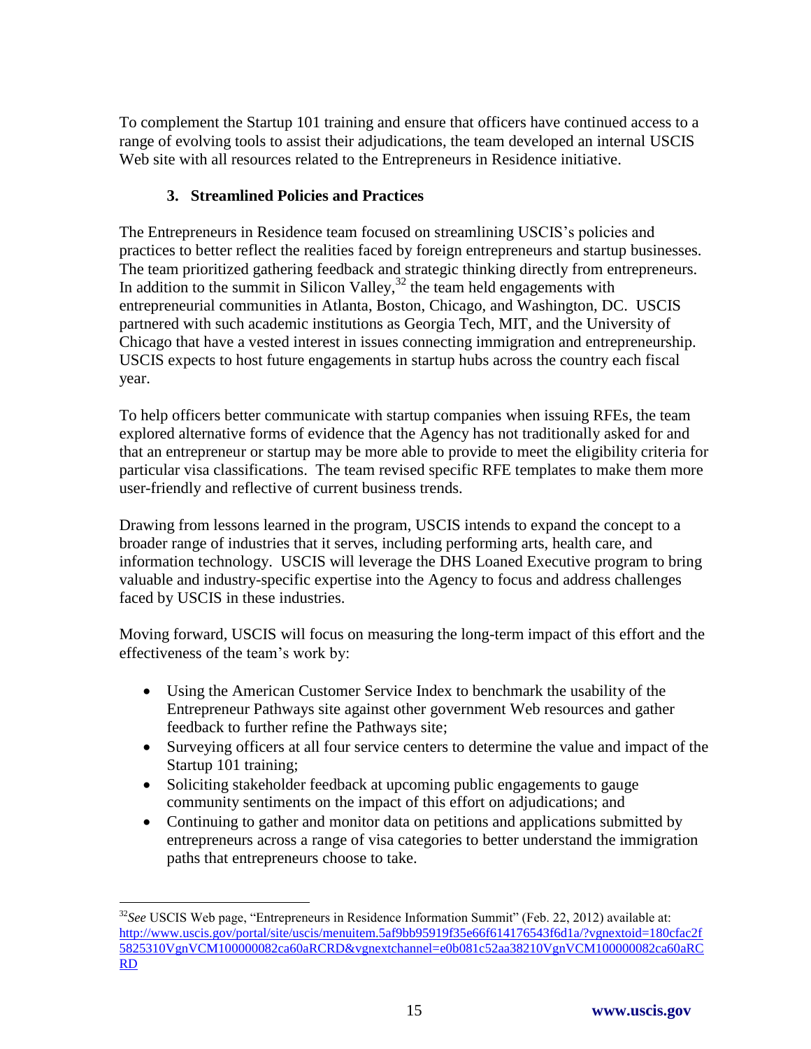To complement the Startup 101 training and ensure that officers have continued access to a range of evolving tools to assist their adjudications, the team developed an internal USCIS Web site with all resources related to the Entrepreneurs in Residence initiative.

### 3. Streamlined Policies and Practices

The Entrepreneurs in Residence team focused on streamlining USCIS's policies and practices to better reflect the realities faced by foreign entrepreneurs and startup businesses. The team prioritized gathering feedback and strategic thinking directly from entrepreneurs. In addition to the summit in Silicon Valley,[32] the team held engagements with entrepreneurial communities in Atlanta, Boston, Chicago, and Washington, DC. USCIS partnered with such academic institutions as Georgia Tech, MIT, and the University of Chicago that have a vested interest in issues connecting immigration and entrepreneurship. USCIS expects to host future engagements in startup hubs across the country each fiscal year.

To help officers better communicate with startup companies when issuing RFEs, the team explored alternative forms of evidence that the Agency has not traditionally asked for and that an entrepreneur or startup may be more able to provide to meet the eligibility criteria for particular visa classifications. The team revised specific RFE templates to make them more user-friendly and reflective of current business trends.

Drawing from lessons learned in the program, USCIS intends to expand the concept to a broader range of industries that it serves, including performing arts, health care, and information technology. USCIS will leverage the DHS Loaned Executive program to bring valuable and industry-specific expertise into the Agency to focus and address challenges faced by USCIS in these industries.

Moving forward, USCIS will focus on measuring the long-term impact of this effort and the effectiveness of the team's work by:

- Using the American Customer Service Index to benchmark the usability of the Entrepreneur Pathways site against other government Web resources and gather feedback to further refine the Pathways site;
- Surveying officers at all four service centers to determine the value and impact of the Startup 101 training;
- Soliciting stakeholder feedback at upcoming public engagements to gauge community sentiments on the impact of this effort on adjudications; and
- Continuing to gather and monitor data on petitions and applications submitted by entrepreneurs across a range of visa categories to better understand the immigration paths that entrepreneurs choose to take.

---

[32] *See* USCIS Web page, "Entrepreneurs in Residence Information Summit" (Feb. 22, 2012) available at: http://www.uscis.gov/portal/site/uscis/menuitem.5af9bb95919f35e66f614176543f6d1a/?vgnextoid=180cfac2f5825310VgnVCM100000082ca60aRCRD&vgnextchannel=e0b081c52aa38210VgnVCM100000082ca60aRCRD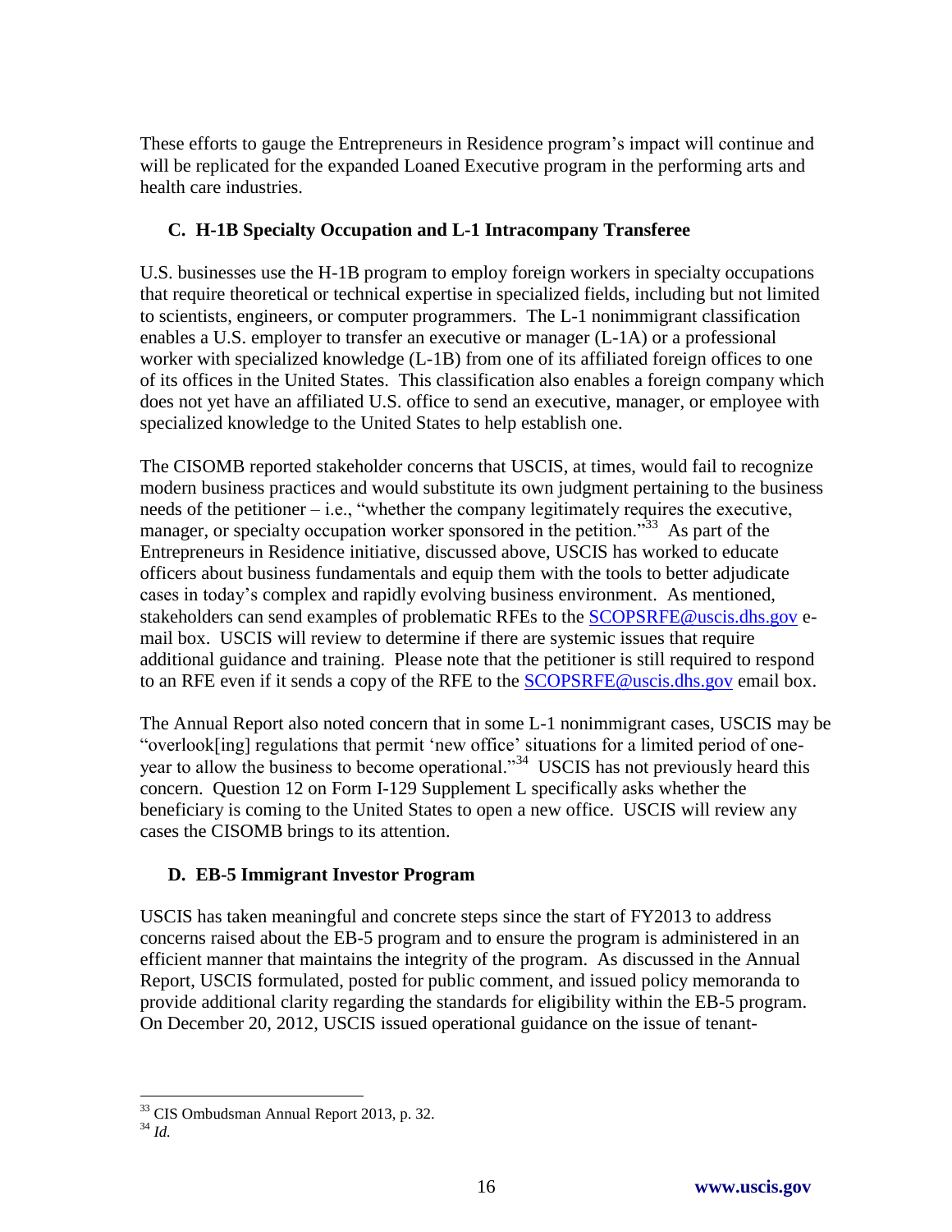These efforts to gauge the Entrepreneurs in Residence program's impact will continue and will be replicated for the expanded Loaned Executive program in the performing arts and health care industries.

### C. H-1B Specialty Occupation and L-1 Intracompany Transferee

U.S. businesses use the H-1B program to employ foreign workers in specialty occupations that require theoretical or technical expertise in specialized fields, including but not limited to scientists, engineers, or computer programmers. The L-1 nonimmigrant classification enables a U.S. employer to transfer an executive or manager (L-1A) or a professional worker with specialized knowledge (L-1B) from one of its affiliated foreign offices to one of its offices in the United States. This classification also enables a foreign company which does not yet have an affiliated U.S. office to send an executive, manager, or employee with specialized knowledge to the United States to help establish one.

The CISOMB reported stakeholder concerns that USCIS, at times, would fail to recognize modern business practices and would substitute its own judgment pertaining to the business needs of the petitioner – i.e., "whether the company legitimately requires the executive, manager, or specialty occupation worker sponsored in the petition."[33] As part of the Entrepreneurs in Residence initiative, discussed above, USCIS has worked to educate officers about business fundamentals and equip them with the tools to better adjudicate cases in today's complex and rapidly evolving business environment. As mentioned, stakeholders can send examples of problematic RFEs to the SCOPSRFE@uscis.dhs.gov e-mail box. USCIS will review to determine if there are systemic issues that require additional guidance and training. Please note that the petitioner is still required to respond to an RFE even if it sends a copy of the RFE to the SCOPSRFE@uscis.dhs.gov email box.

The Annual Report also noted concern that in some L-1 nonimmigrant cases, USCIS may be "overlook[ing] regulations that permit 'new office' situations for a limited period of one-year to allow the business to become operational."[34] USCIS has not previously heard this concern. Question 12 on Form I-129 Supplement L specifically asks whether the beneficiary is coming to the United States to open a new office. USCIS will review any cases the CISOMB brings to its attention.

### D. EB-5 Immigrant Investor Program

USCIS has taken meaningful and concrete steps since the start of FY2013 to address concerns raised about the EB-5 program and to ensure the program is administered in an efficient manner that maintains the integrity of the program. As discussed in the Annual Report, USCIS formulated, posted for public comment, and issued policy memoranda to provide additional clarity regarding the standards for eligibility within the EB-5 program. On December 20, 2012, USCIS issued operational guidance on the issue of tenant-

---

[33] CIS Ombudsman Annual Report 2013, p. 32.

[34] *Id.*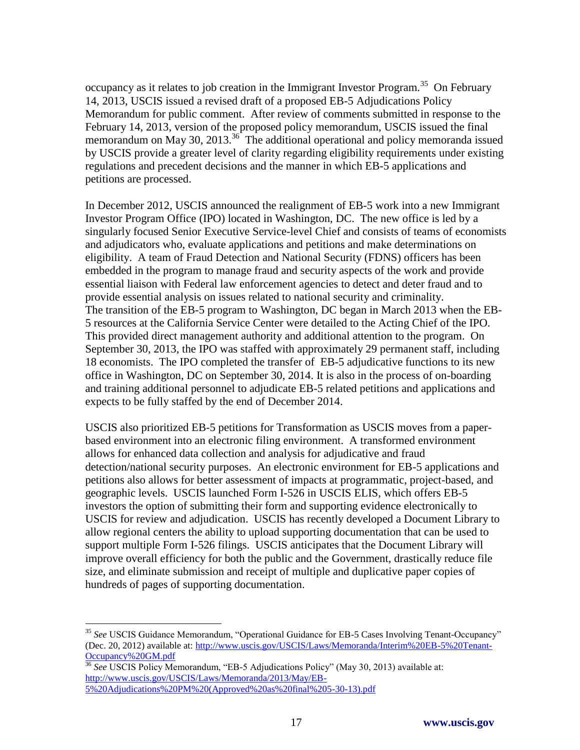occupancy as it relates to job creation in the Immigrant Investor Program.[35] On February 14, 2013, USCIS issued a revised draft of a proposed EB-5 Adjudications Policy Memorandum for public comment. After review of comments submitted in response to the February 14, 2013, version of the proposed policy memorandum, USCIS issued the final memorandum on May 30, 2013.[36] The additional operational and policy memoranda issued by USCIS provide a greater level of clarity regarding eligibility requirements under existing regulations and precedent decisions and the manner in which EB-5 applications and petitions are processed.

In December 2012, USCIS announced the realignment of EB-5 work into a new Immigrant Investor Program Office (IPO) located in Washington, DC. The new office is led by a singularly focused Senior Executive Service-level Chief and consists of teams of economists and adjudicators who, evaluate applications and petitions and make determinations on eligibility. A team of Fraud Detection and National Security (FDNS) officers has been embedded in the program to manage fraud and security aspects of the work and provide essential liaison with Federal law enforcement agencies to detect and deter fraud and to provide essential analysis on issues related to national security and criminality. The transition of the EB-5 program to Washington, DC began in March 2013 when the EB-5 resources at the California Service Center were detailed to the Acting Chief of the IPO. This provided direct management authority and additional attention to the program. On September 30, 2013, the IPO was staffed with approximately 29 permanent staff, including 18 economists. The IPO completed the transfer of EB-5 adjudicative functions to its new office in Washington, DC on September 30, 2014. It is also in the process of on-boarding and training additional personnel to adjudicate EB-5 related petitions and applications and expects to be fully staffed by the end of December 2014.

USCIS also prioritized EB-5 petitions for Transformation as USCIS moves from a paper-based environment into an electronic filing environment. A transformed environment allows for enhanced data collection and analysis for adjudicative and fraud detection/national security purposes. An electronic environment for EB-5 applications and petitions also allows for better assessment of impacts at programmatic, project-based, and geographic levels. USCIS launched Form I-526 in USCIS ELIS, which offers EB-5 investors the option of submitting their form and supporting evidence electronically to USCIS for review and adjudication. USCIS has recently developed a Document Library to allow regional centers the ability to upload supporting documentation that can be used to support multiple Form I-526 filings. USCIS anticipates that the Document Library will improve overall efficiency for both the public and the Government, drastically reduce file size, and eliminate submission and receipt of multiple and duplicative paper copies of hundreds of pages of supporting documentation.

---

[35] *See* USCIS Guidance Memorandum, "Operational Guidance for EB-5 Cases Involving Tenant-Occupancy" (Dec. 20, 2012) available at: http://www.uscis.gov/USCIS/Laws/Memoranda/Interim%20EB-5%20Tenant-Occupancy%20GM.pdf

[36] *See* USCIS Policy Memorandum, "EB-5 Adjudications Policy" (May 30, 2013) available at: http://www.uscis.gov/USCIS/Laws/Memoranda/2013/May/EB-5%20Adjudications%20PM%20(Approved%20as%20final%205-30-13).pdf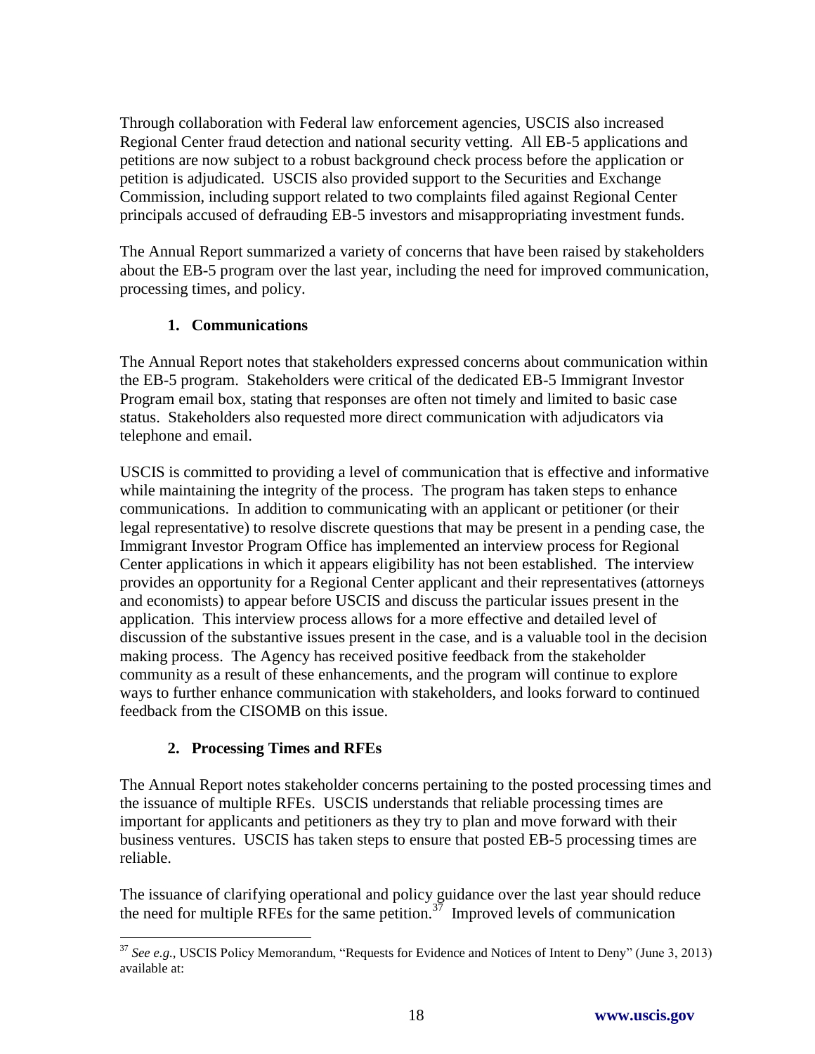Through collaboration with Federal law enforcement agencies, USCIS also increased Regional Center fraud detection and national security vetting. All EB-5 applications and petitions are now subject to a robust background check process before the application or petition is adjudicated. USCIS also provided support to the Securities and Exchange Commission, including support related to two complaints filed against Regional Center principals accused of defrauding EB-5 investors and misappropriating investment funds.

The Annual Report summarized a variety of concerns that have been raised by stakeholders about the EB-5 program over the last year, including the need for improved communication, processing times, and policy.

### 1. Communications

The Annual Report notes that stakeholders expressed concerns about communication within the EB-5 program. Stakeholders were critical of the dedicated EB-5 Immigrant Investor Program email box, stating that responses are often not timely and limited to basic case status. Stakeholders also requested more direct communication with adjudicators via telephone and email.

USCIS is committed to providing a level of communication that is effective and informative while maintaining the integrity of the process. The program has taken steps to enhance communications. In addition to communicating with an applicant or petitioner (or their legal representative) to resolve discrete questions that may be present in a pending case, the Immigrant Investor Program Office has implemented an interview process for Regional Center applications in which it appears eligibility has not been established. The interview provides an opportunity for a Regional Center applicant and their representatives (attorneys and economists) to appear before USCIS and discuss the particular issues present in the application. This interview process allows for a more effective and detailed level of discussion of the substantive issues present in the case, and is a valuable tool in the decision making process. The Agency has received positive feedback from the stakeholder community as a result of these enhancements, and the program will continue to explore ways to further enhance communication with stakeholders, and looks forward to continued feedback from the CISOMB on this issue.

### 2. Processing Times and RFEs

The Annual Report notes stakeholder concerns pertaining to the posted processing times and the issuance of multiple RFEs. USCIS understands that reliable processing times are important for applicants and petitioners as they try to plan and move forward with their business ventures. USCIS has taken steps to ensure that posted EB-5 processing times are reliable.

The issuance of clarifying operational and policy guidance over the last year should reduce the need for multiple RFEs for the same petition.[37] Improved levels of communication

---

[37] *See e.g.,* USCIS Policy Memorandum, "Requests for Evidence and Notices of Intent to Deny" (June 3, 2013) available at: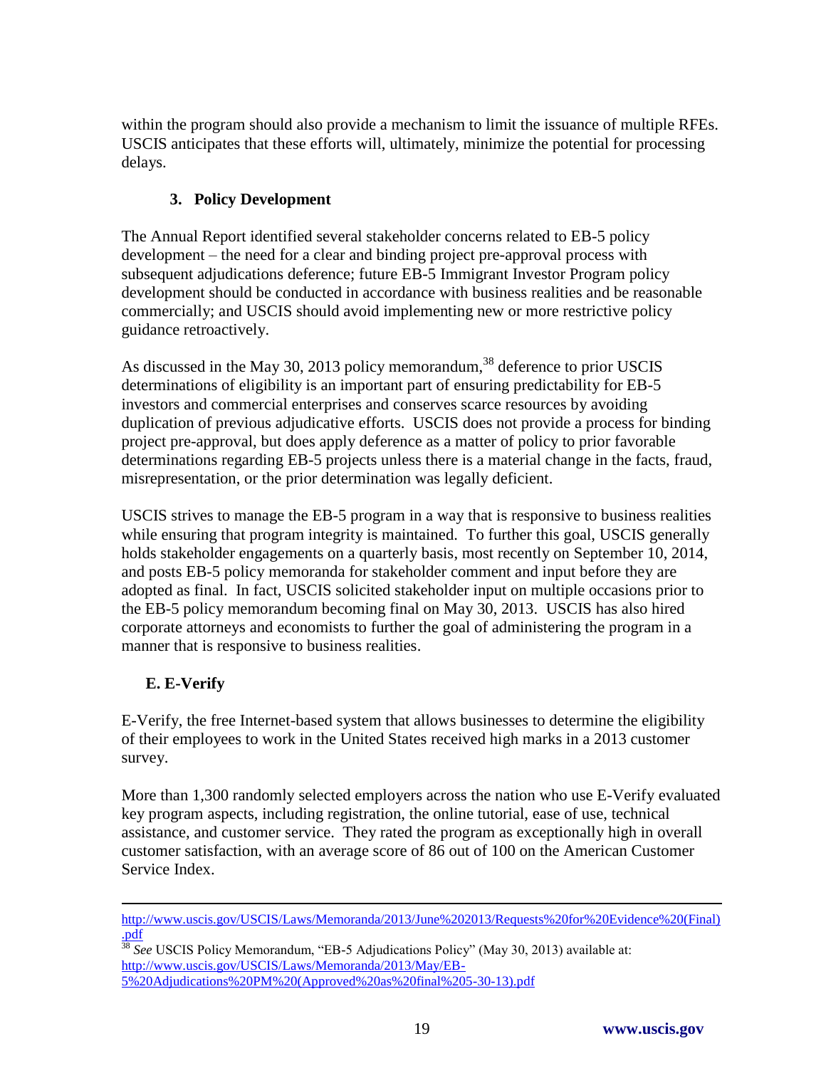within the program should also provide a mechanism to limit the issuance of multiple RFEs. USCIS anticipates that these efforts will, ultimately, minimize the potential for processing delays.

### 3. Policy Development

The Annual Report identified several stakeholder concerns related to EB-5 policy development – the need for a clear and binding project pre-approval process with subsequent adjudications deference; future EB-5 Immigrant Investor Program policy development should be conducted in accordance with business realities and be reasonable commercially; and USCIS should avoid implementing new or more restrictive policy guidance retroactively.

As discussed in the May 30, 2013 policy memorandum,[38] deference to prior USCIS determinations of eligibility is an important part of ensuring predictability for EB-5 investors and commercial enterprises and conserves scarce resources by avoiding duplication of previous adjudicative efforts. USCIS does not provide a process for binding project pre-approval, but does apply deference as a matter of policy to prior favorable determinations regarding EB-5 projects unless there is a material change in the facts, fraud, misrepresentation, or the prior determination was legally deficient.

USCIS strives to manage the EB-5 program in a way that is responsive to business realities while ensuring that program integrity is maintained. To further this goal, USCIS generally holds stakeholder engagements on a quarterly basis, most recently on September 10, 2014, and posts EB-5 policy memoranda for stakeholder comment and input before they are adopted as final. In fact, USCIS solicited stakeholder input on multiple occasions prior to the EB-5 policy memorandum becoming final on May 30, 2013. USCIS has also hired corporate attorneys and economists to further the goal of administering the program in a manner that is responsive to business realities.

## E. E-Verify

E-Verify, the free Internet-based system that allows businesses to determine the eligibility of their employees to work in the United States received high marks in a 2013 customer survey.

More than 1,300 randomly selected employers across the nation who use E-Verify evaluated key program aspects, including registration, the online tutorial, ease of use, technical assistance, and customer service. They rated the program as exceptionally high in overall customer satisfaction, with an average score of 86 out of 100 on the American Customer Service Index.

---

http://www.uscis.gov/USCIS/Laws/Memoranda/2013/June%202013/Requests%20for%20Evidence%20(Final).pdf

[38] *See* USCIS Policy Memorandum, "EB-5 Adjudications Policy" (May 30, 2013) available at: http://www.uscis.gov/USCIS/Laws/Memoranda/2013/May/EB-5%20Adjudications%20PM%20(Approved%20as%20final%205-30-13).pdf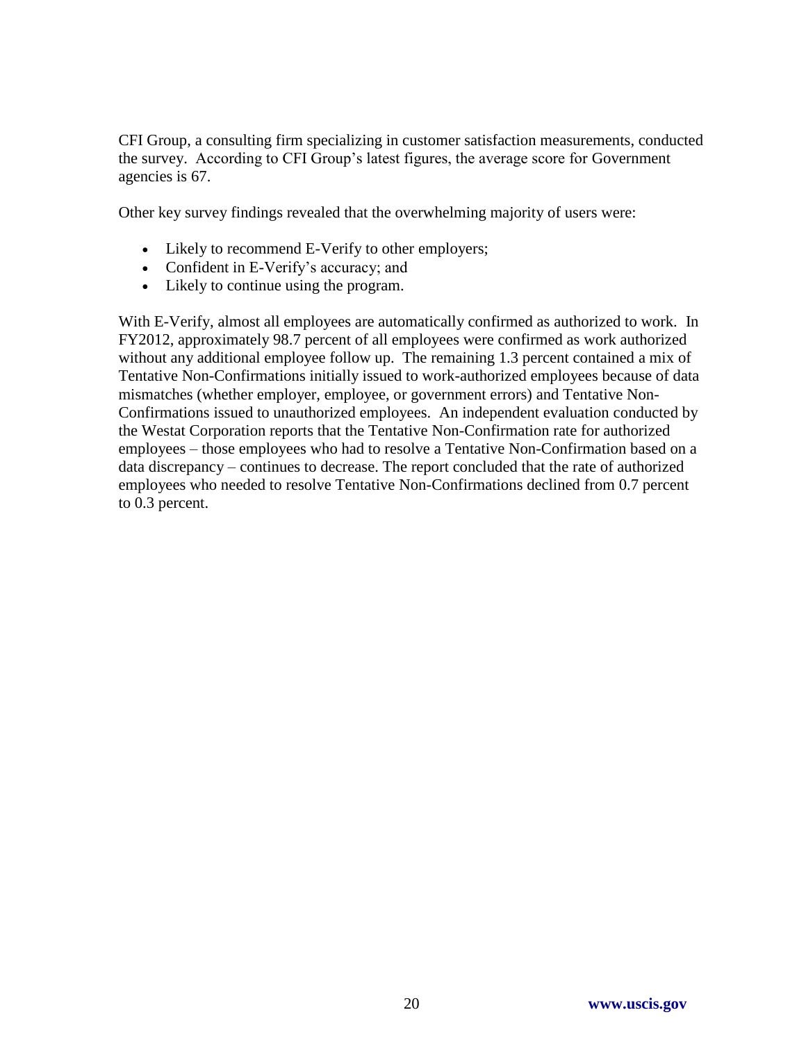CFI Group, a consulting firm specializing in customer satisfaction measurements, conducted the survey. According to CFI Group's latest figures, the average score for Government agencies is 67.

Other key survey findings revealed that the overwhelming majority of users were:

- Likely to recommend E-Verify to other employers;
- Confident in E-Verify's accuracy; and
- Likely to continue using the program.

With E-Verify, almost all employees are automatically confirmed as authorized to work. In FY2012, approximately 98.7 percent of all employees were confirmed as work authorized without any additional employee follow up. The remaining 1.3 percent contained a mix of Tentative Non-Confirmations initially issued to work-authorized employees because of data mismatches (whether employer, employee, or government errors) and Tentative Non-Confirmations issued to unauthorized employees. An independent evaluation conducted by the Westat Corporation reports that the Tentative Non-Confirmation rate for authorized employees – those employees who had to resolve a Tentative Non-Confirmation based on a data discrepancy – continues to decrease. The report concluded that the rate of authorized employees who needed to resolve Tentative Non-Confirmations declined from 0.7 percent to 0.3 percent.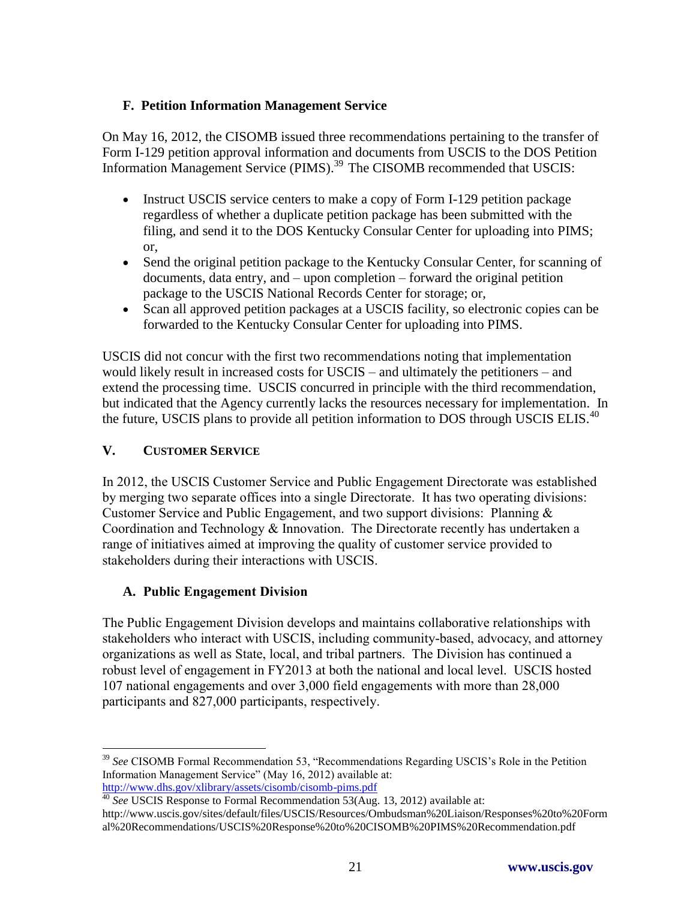### F. Petition Information Management Service

On May 16, 2012, the CISOMB issued three recommendations pertaining to the transfer of Form I-129 petition approval information and documents from USCIS to the DOS Petition Information Management Service (PIMS).[39] The CISOMB recommended that USCIS:

- Instruct USCIS service centers to make a copy of Form I-129 petition package regardless of whether a duplicate petition package has been submitted with the filing, and send it to the DOS Kentucky Consular Center for uploading into PIMS; or,
- Send the original petition package to the Kentucky Consular Center, for scanning of documents, data entry, and – upon completion – forward the original petition package to the USCIS National Records Center for storage; or,
- Scan all approved petition packages at a USCIS facility, so electronic copies can be forwarded to the Kentucky Consular Center for uploading into PIMS.

USCIS did not concur with the first two recommendations noting that implementation would likely result in increased costs for USCIS – and ultimately the petitioners – and extend the processing time. USCIS concurred in principle with the third recommendation, but indicated that the Agency currently lacks the resources necessary for implementation. In the future, USCIS plans to provide all petition information to DOS through USCIS ELIS.[40]

## V. CUSTOMER SERVICE

In 2012, the USCIS Customer Service and Public Engagement Directorate was established by merging two separate offices into a single Directorate. It has two operating divisions: Customer Service and Public Engagement, and two support divisions: Planning & Coordination and Technology & Innovation. The Directorate recently has undertaken a range of initiatives aimed at improving the quality of customer service provided to stakeholders during their interactions with USCIS.

### A. Public Engagement Division

The Public Engagement Division develops and maintains collaborative relationships with stakeholders who interact with USCIS, including community-based, advocacy, and attorney organizations as well as State, local, and tribal partners. The Division has continued a robust level of engagement in FY2013 at both the national and local level. USCIS hosted 107 national engagements and over 3,000 field engagements with more than 28,000 participants and 827,000 participants, respectively.

---

[39] *See* CISOMB Formal Recommendation 53, "Recommendations Regarding USCIS's Role in the Petition Information Management Service" (May 16, 2012) available at: http://www.dhs.gov/xlibrary/assets/cisomb/cisomb-pims.pdf

[40] *See* USCIS Response to Formal Recommendation 53(Aug. 13, 2012) available at: http://www.uscis.gov/sites/default/files/USCIS/Resources/Ombudsman%20Liaison/Responses%20to%20Formal%20Recommendations/USCIS%20Response%20to%20CISOMB%20PIMS%20Recommendation.pdf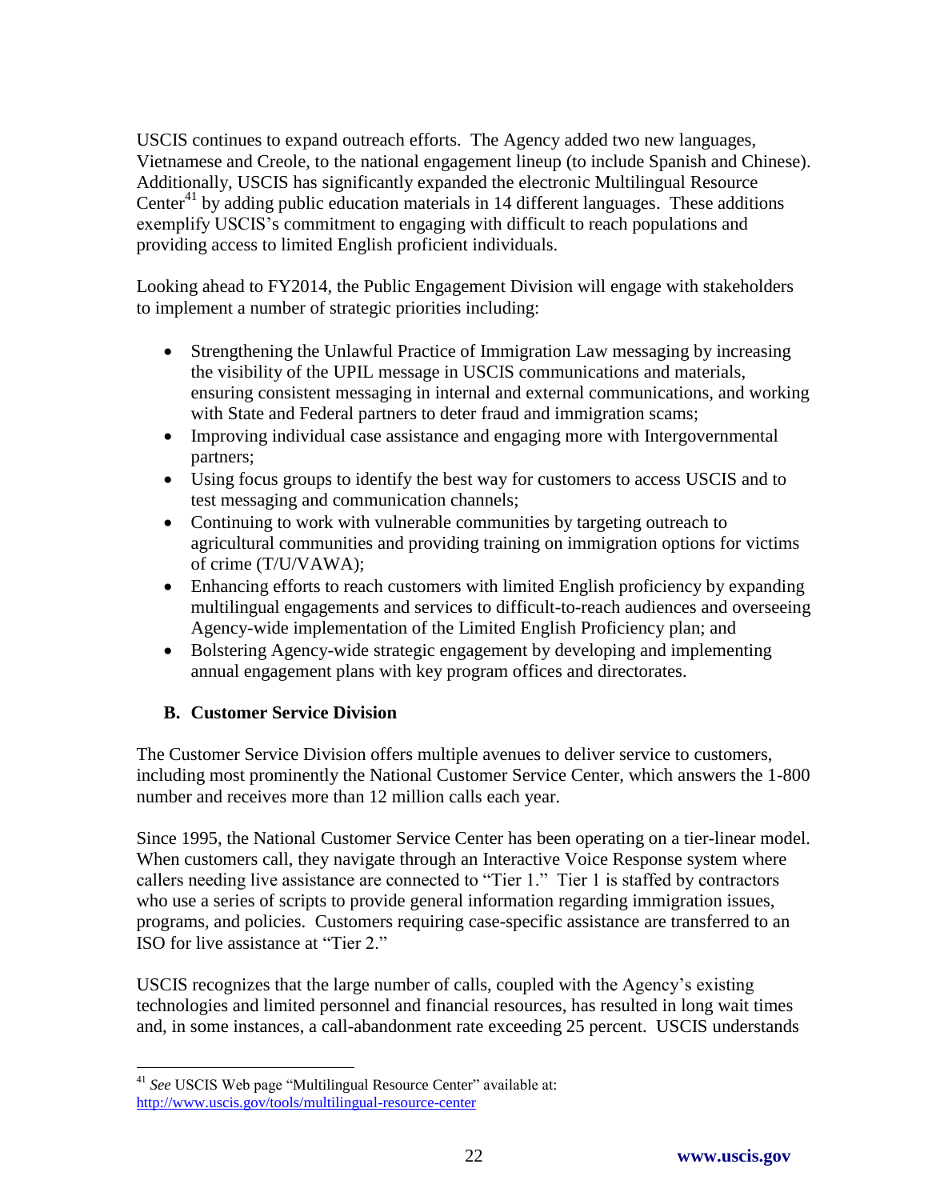USCIS continues to expand outreach efforts. The Agency added two new languages, Vietnamese and Creole, to the national engagement lineup (to include Spanish and Chinese). Additionally, USCIS has significantly expanded the electronic Multilingual Resource Center[41] by adding public education materials in 14 different languages. These additions exemplify USCIS's commitment to engaging with difficult to reach populations and providing access to limited English proficient individuals.

Looking ahead to FY2014, the Public Engagement Division will engage with stakeholders to implement a number of strategic priorities including:

- Strengthening the Unlawful Practice of Immigration Law messaging by increasing the visibility of the UPIL message in USCIS communications and materials, ensuring consistent messaging in internal and external communications, and working with State and Federal partners to deter fraud and immigration scams;
- Improving individual case assistance and engaging more with Intergovernmental partners;
- Using focus groups to identify the best way for customers to access USCIS and to test messaging and communication channels;
- Continuing to work with vulnerable communities by targeting outreach to agricultural communities and providing training on immigration options for victims of crime (T/U/VAWA);
- Enhancing efforts to reach customers with limited English proficiency by expanding multilingual engagements and services to difficult-to-reach audiences and overseeing Agency-wide implementation of the Limited English Proficiency plan; and
- Bolstering Agency-wide strategic engagement by developing and implementing annual engagement plans with key program offices and directorates.

### B. Customer Service Division

The Customer Service Division offers multiple avenues to deliver service to customers, including most prominently the National Customer Service Center, which answers the 1-800 number and receives more than 12 million calls each year.

Since 1995, the National Customer Service Center has been operating on a tier-linear model. When customers call, they navigate through an Interactive Voice Response system where callers needing live assistance are connected to "Tier 1." Tier 1 is staffed by contractors who use a series of scripts to provide general information regarding immigration issues, programs, and policies. Customers requiring case-specific assistance are transferred to an ISO for live assistance at "Tier 2."

USCIS recognizes that the large number of calls, coupled with the Agency's existing technologies and limited personnel and financial resources, has resulted in long wait times and, in some instances, a call-abandonment rate exceeding 25 percent. USCIS understands

[41] *See* USCIS Web page "Multilingual Resource Center" available at: http://www.uscis.gov/tools/multilingual-resource-center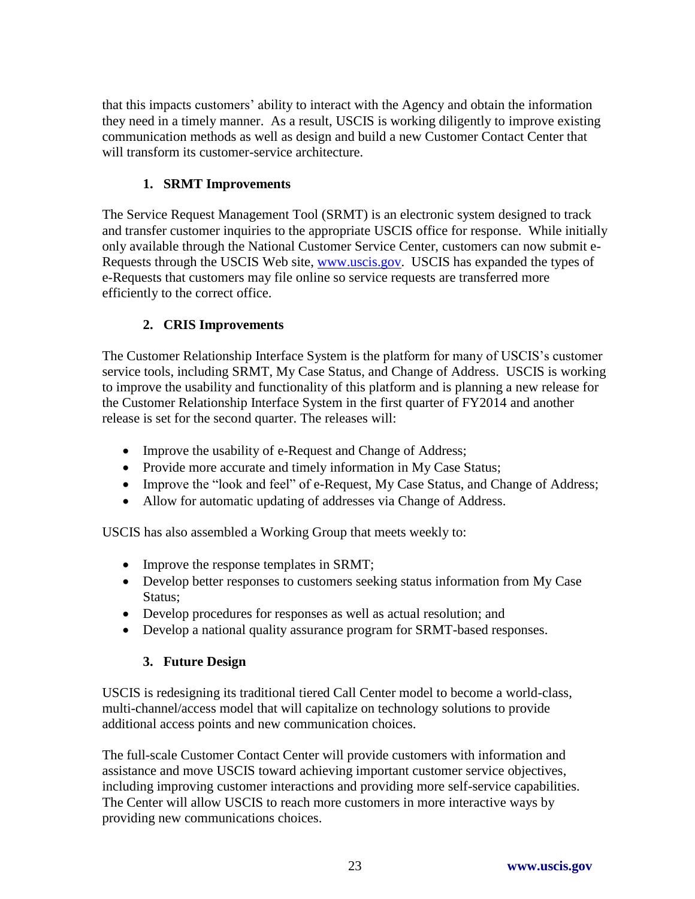that this impacts customers' ability to interact with the Agency and obtain the information they need in a timely manner. As a result, USCIS is working diligently to improve existing communication methods as well as design and build a new Customer Contact Center that will transform its customer-service architecture.

### 1. SRMT Improvements

The Service Request Management Tool (SRMT) is an electronic system designed to track and transfer customer inquiries to the appropriate USCIS office for response. While initially only available through the National Customer Service Center, customers can now submit e-Requests through the USCIS Web site, [www.uscis.gov](http://www.uscis.gov). USCIS has expanded the types of e-Requests that customers may file online so service requests are transferred more efficiently to the correct office.

### 2. CRIS Improvements

The Customer Relationship Interface System is the platform for many of USCIS's customer service tools, including SRMT, My Case Status, and Change of Address. USCIS is working to improve the usability and functionality of this platform and is planning a new release for the Customer Relationship Interface System in the first quarter of FY2014 and another release is set for the second quarter. The releases will:

- Improve the usability of e-Request and Change of Address;
- Provide more accurate and timely information in My Case Status;
- Improve the "look and feel" of e-Request, My Case Status, and Change of Address;
- Allow for automatic updating of addresses via Change of Address.

USCIS has also assembled a Working Group that meets weekly to:

- Improve the response templates in SRMT;
- Develop better responses to customers seeking status information from My Case Status;
- Develop procedures for responses as well as actual resolution; and
- Develop a national quality assurance program for SRMT-based responses.

### 3. Future Design

USCIS is redesigning its traditional tiered Call Center model to become a world-class, multi-channel/access model that will capitalize on technology solutions to provide additional access points and new communication choices.

The full-scale Customer Contact Center will provide customers with information and assistance and move USCIS toward achieving important customer service objectives, including improving customer interactions and providing more self-service capabilities. The Center will allow USCIS to reach more customers in more interactive ways by providing new communications choices.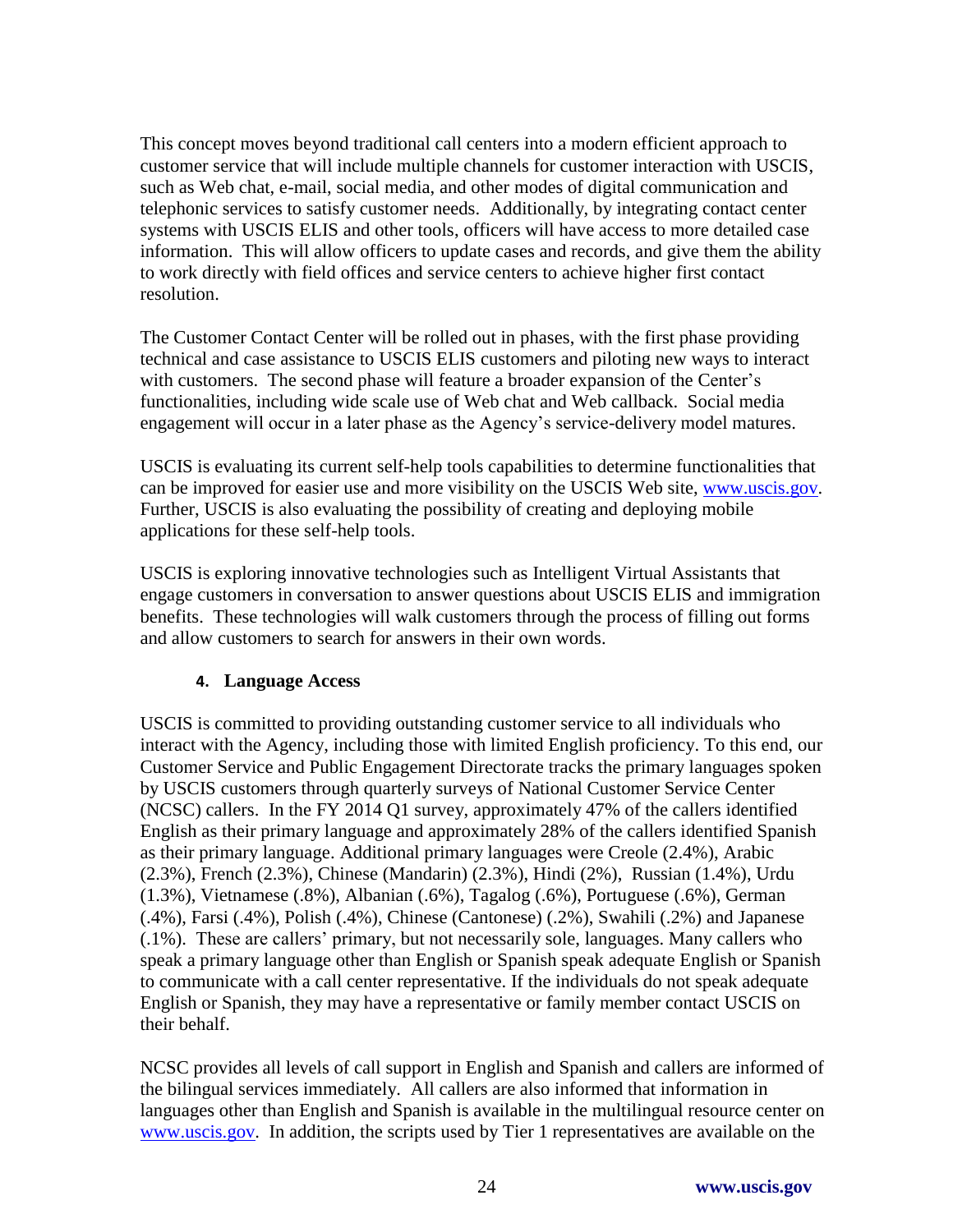This concept moves beyond traditional call centers into a modern efficient approach to customer service that will include multiple channels for customer interaction with USCIS, such as Web chat, e-mail, social media, and other modes of digital communication and telephonic services to satisfy customer needs. Additionally, by integrating contact center systems with USCIS ELIS and other tools, officers will have access to more detailed case information. This will allow officers to update cases and records, and give them the ability to work directly with field offices and service centers to achieve higher first contact resolution.

The Customer Contact Center will be rolled out in phases, with the first phase providing technical and case assistance to USCIS ELIS customers and piloting new ways to interact with customers. The second phase will feature a broader expansion of the Center's functionalities, including wide scale use of Web chat and Web callback. Social media engagement will occur in a later phase as the Agency's service-delivery model matures.

USCIS is evaluating its current self-help tools capabilities to determine functionalities that can be improved for easier use and more visibility on the USCIS Web site, www.uscis.gov. Further, USCIS is also evaluating the possibility of creating and deploying mobile applications for these self-help tools.

USCIS is exploring innovative technologies such as Intelligent Virtual Assistants that engage customers in conversation to answer questions about USCIS ELIS and immigration benefits. These technologies will walk customers through the process of filling out forms and allow customers to search for answers in their own words.

#### 4. Language Access

USCIS is committed to providing outstanding customer service to all individuals who interact with the Agency, including those with limited English proficiency. To this end, our Customer Service and Public Engagement Directorate tracks the primary languages spoken by USCIS customers through quarterly surveys of National Customer Service Center (NCSC) callers. In the FY 2014 Q1 survey, approximately 47% of the callers identified English as their primary language and approximately 28% of the callers identified Spanish as their primary language. Additional primary languages were Creole (2.4%), Arabic (2.3%), French (2.3%), Chinese (Mandarin) (2.3%), Hindi (2%), Russian (1.4%), Urdu (1.3%), Vietnamese (.8%), Albanian (.6%), Tagalog (.6%), Portuguese (.6%), German (.4%), Farsi (.4%), Polish (.4%), Chinese (Cantonese) (.2%), Swahili (.2%) and Japanese (.1%). These are callers' primary, but not necessarily sole, languages. Many callers who speak a primary language other than English or Spanish speak adequate English or Spanish to communicate with a call center representative. If the individuals do not speak adequate English or Spanish, they may have a representative or family member contact USCIS on their behalf.

NCSC provides all levels of call support in English and Spanish and callers are informed of the bilingual services immediately. All callers are also informed that information in languages other than English and Spanish is available in the multilingual resource center on www.uscis.gov. In addition, the scripts used by Tier 1 representatives are available on the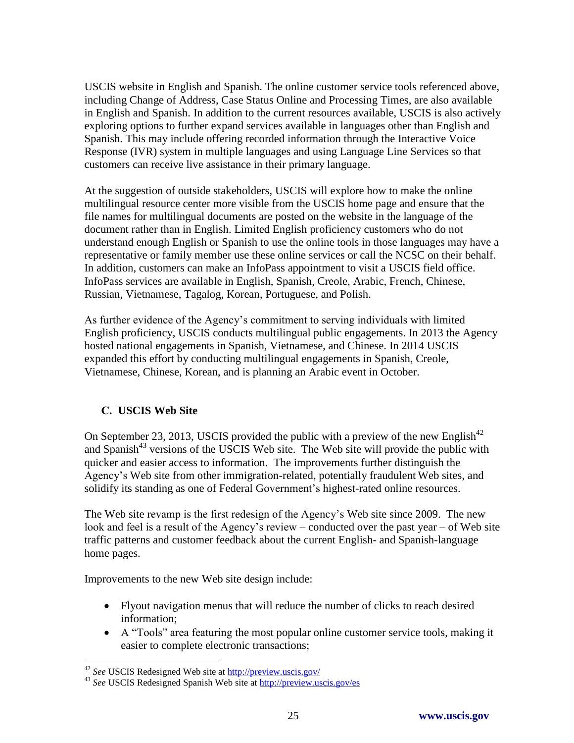USCIS website in English and Spanish. The online customer service tools referenced above, including Change of Address, Case Status Online and Processing Times, are also available in English and Spanish. In addition to the current resources available, USCIS is also actively exploring options to further expand services available in languages other than English and Spanish. This may include offering recorded information through the Interactive Voice Response (IVR) system in multiple languages and using Language Line Services so that customers can receive live assistance in their primary language.

At the suggestion of outside stakeholders, USCIS will explore how to make the online multilingual resource center more visible from the USCIS home page and ensure that the file names for multilingual documents are posted on the website in the language of the document rather than in English. Limited English proficiency customers who do not understand enough English or Spanish to use the online tools in those languages may have a representative or family member use these online services or call the NCSC on their behalf. In addition, customers can make an InfoPass appointment to visit a USCIS field office. InfoPass services are available in English, Spanish, Creole, Arabic, French, Chinese, Russian, Vietnamese, Tagalog, Korean, Portuguese, and Polish.

As further evidence of the Agency's commitment to serving individuals with limited English proficiency, USCIS conducts multilingual public engagements. In 2013 the Agency hosted national engagements in Spanish, Vietnamese, and Chinese. In 2014 USCIS expanded this effort by conducting multilingual engagements in Spanish, Creole, Vietnamese, Chinese, Korean, and is planning an Arabic event in October.

### C. USCIS Web Site

On September 23, 2013, USCIS provided the public with a preview of the new English[42] and Spanish[43] versions of the USCIS Web site. The Web site will provide the public with quicker and easier access to information. The improvements further distinguish the Agency's Web site from other immigration-related, potentially fraudulent Web sites, and solidify its standing as one of Federal Government's highest-rated online resources.

The Web site revamp is the first redesign of the Agency's Web site since 2009. The new look and feel is a result of the Agency's review – conducted over the past year – of Web site traffic patterns and customer feedback about the current English- and Spanish-language home pages.

Improvements to the new Web site design include:

- Flyout navigation menus that will reduce the number of clicks to reach desired information;
- A "Tools" area featuring the most popular online customer service tools, making it easier to complete electronic transactions;

---

[42] *See* USCIS Redesigned Web site at http://preview.uscis.gov/

[43] *See* USCIS Redesigned Spanish Web site at http://preview.uscis.gov/es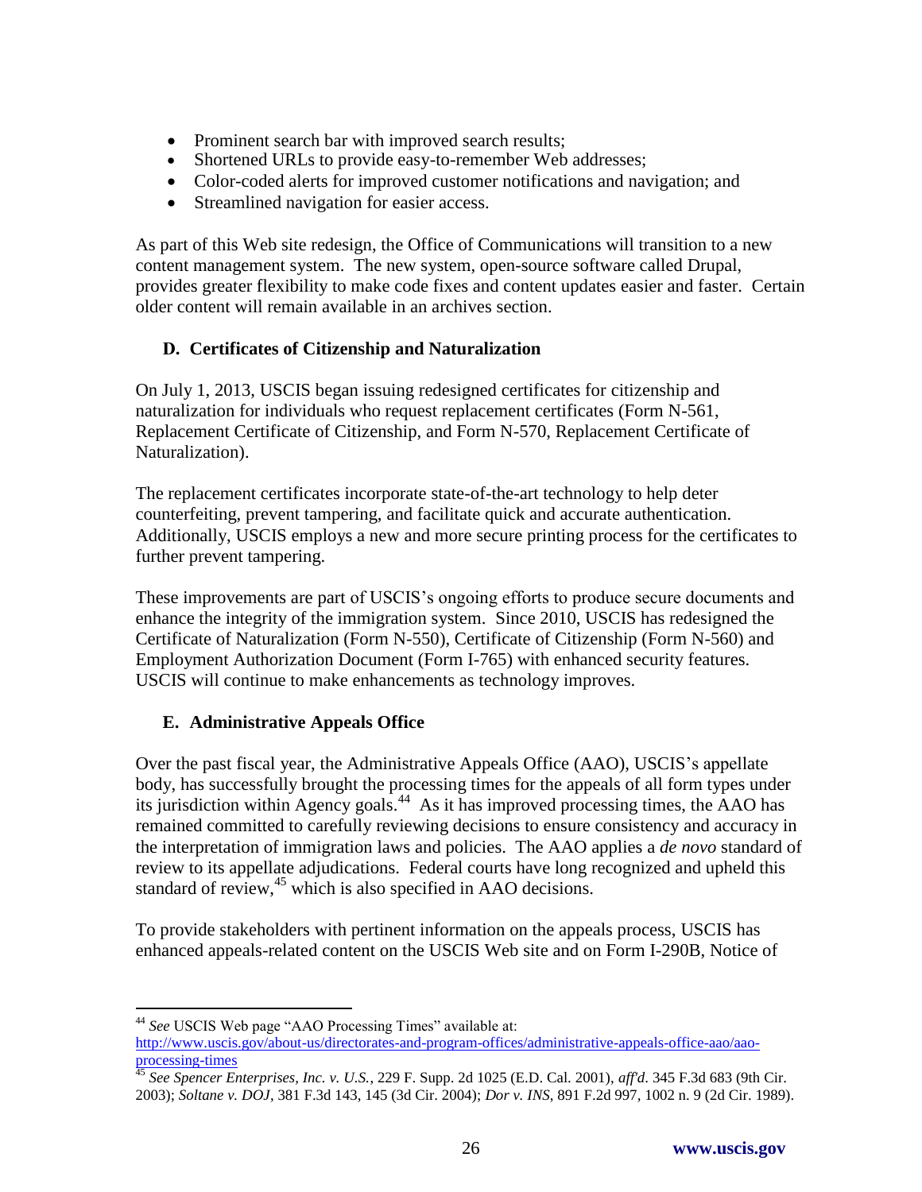- Prominent search bar with improved search results;
- Shortened URLs to provide easy-to-remember Web addresses;
- Color-coded alerts for improved customer notifications and navigation; and
- Streamlined navigation for easier access.

As part of this Web site redesign, the Office of Communications will transition to a new content management system. The new system, open-source software called Drupal, provides greater flexibility to make code fixes and content updates easier and faster. Certain older content will remain available in an archives section.

### D. Certificates of Citizenship and Naturalization

On July 1, 2013, USCIS began issuing redesigned certificates for citizenship and naturalization for individuals who request replacement certificates (Form N-561, Replacement Certificate of Citizenship, and Form N-570, Replacement Certificate of Naturalization).

The replacement certificates incorporate state-of-the-art technology to help deter counterfeiting, prevent tampering, and facilitate quick and accurate authentication. Additionally, USCIS employs a new and more secure printing process for the certificates to further prevent tampering.

These improvements are part of USCIS's ongoing efforts to produce secure documents and enhance the integrity of the immigration system. Since 2010, USCIS has redesigned the Certificate of Naturalization (Form N-550), Certificate of Citizenship (Form N-560) and Employment Authorization Document (Form I-765) with enhanced security features. USCIS will continue to make enhancements as technology improves.

### E. Administrative Appeals Office

Over the past fiscal year, the Administrative Appeals Office (AAO), USCIS's appellate body, has successfully brought the processing times for the appeals of all form types under its jurisdiction within Agency goals.[44] As it has improved processing times, the AAO has remained committed to carefully reviewing decisions to ensure consistency and accuracy in the interpretation of immigration laws and policies. The AAO applies a *de novo* standard of review to its appellate adjudications. Federal courts have long recognized and upheld this standard of review,[45] which is also specified in AAO decisions.

To provide stakeholders with pertinent information on the appeals process, USCIS has enhanced appeals-related content on the USCIS Web site and on Form I-290B, Notice of

---

[44] *See* USCIS Web page "AAO Processing Times" available at: http://www.uscis.gov/about-us/directorates-and-program-offices/administrative-appeals-office-aao/aao-processing-times

[45] *See Spencer Enterprises, Inc. v. U.S.*, 229 F. Supp. 2d 1025 (E.D. Cal. 2001), *aff'd*. 345 F.3d 683 (9th Cir. 2003); *Soltane v. DOJ*, 381 F.3d 143, 145 (3d Cir. 2004); *Dor v. INS*, 891 F.2d 997, 1002 n. 9 (2d Cir. 1989).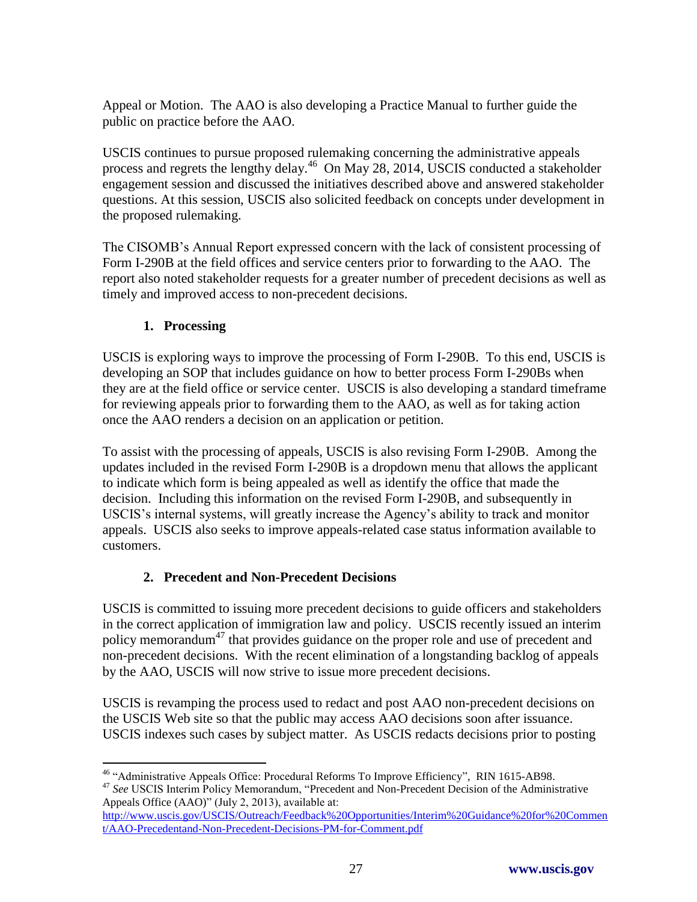Appeal or Motion. The AAO is also developing a Practice Manual to further guide the public on practice before the AAO.

USCIS continues to pursue proposed rulemaking concerning the administrative appeals process and regrets the lengthy delay.[46] On May 28, 2014, USCIS conducted a stakeholder engagement session and discussed the initiatives described above and answered stakeholder questions. At this session, USCIS also solicited feedback on concepts under development in the proposed rulemaking.

The CISOMB's Annual Report expressed concern with the lack of consistent processing of Form I-290B at the field offices and service centers prior to forwarding to the AAO. The report also noted stakeholder requests for a greater number of precedent decisions as well as timely and improved access to non-precedent decisions.

### 1. Processing

USCIS is exploring ways to improve the processing of Form I-290B. To this end, USCIS is developing an SOP that includes guidance on how to better process Form I-290Bs when they are at the field office or service center. USCIS is also developing a standard timeframe for reviewing appeals prior to forwarding them to the AAO, as well as for taking action once the AAO renders a decision on an application or petition.

To assist with the processing of appeals, USCIS is also revising Form I-290B. Among the updates included in the revised Form I-290B is a dropdown menu that allows the applicant to indicate which form is being appealed as well as identify the office that made the decision. Including this information on the revised Form I-290B, and subsequently in USCIS's internal systems, will greatly increase the Agency's ability to track and monitor appeals. USCIS also seeks to improve appeals-related case status information available to customers.

### 2. Precedent and Non-Precedent Decisions

USCIS is committed to issuing more precedent decisions to guide officers and stakeholders in the correct application of immigration law and policy. USCIS recently issued an interim policy memorandum[47] that provides guidance on the proper role and use of precedent and non-precedent decisions. With the recent elimination of a longstanding backlog of appeals by the AAO, USCIS will now strive to issue more precedent decisions.

USCIS is revamping the process used to redact and post AAO non-precedent decisions on the USCIS Web site so that the public may access AAO decisions soon after issuance. USCIS indexes such cases by subject matter. As USCIS redacts decisions prior to posting

---

[46] "Administrative Appeals Office: Procedural Reforms To Improve Efficiency", RIN 1615-AB98.

[47] *See* USCIS Interim Policy Memorandum, "Precedent and Non-Precedent Decision of the Administrative Appeals Office (AAO)" (July 2, 2013), available at: http://www.uscis.gov/USCIS/Outreach/Feedback%20Opportunities/Interim%20Guidance%20for%20Comment/AAO-Precedentand-Non-Precedent-Decisions-PM-for-Comment.pdf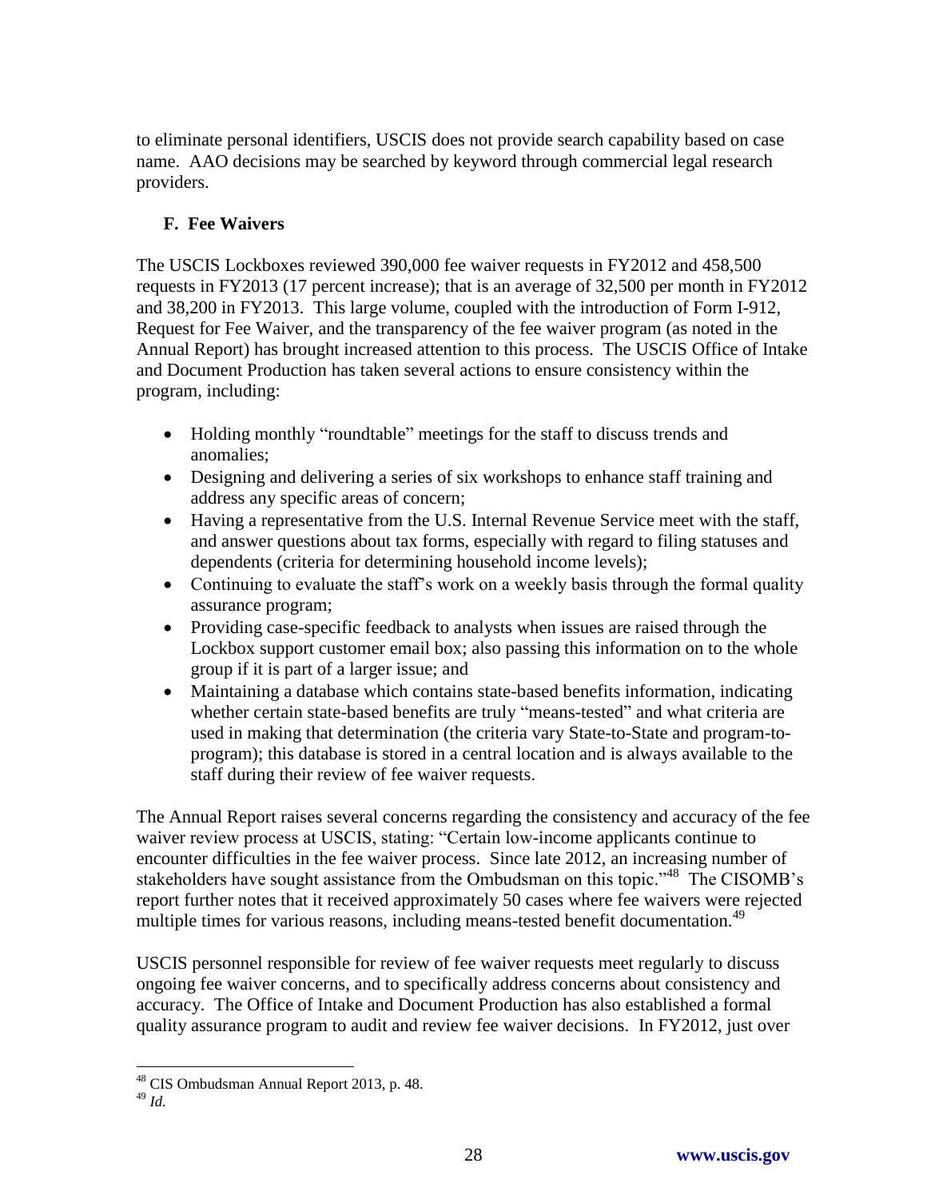to eliminate personal identifiers, USCIS does not provide search capability based on case name. AAO decisions may be searched by keyword through commercial legal research providers.

### F. Fee Waivers

The USCIS Lockboxes reviewed 390,000 fee waiver requests in FY2012 and 458,500 requests in FY2013 (17 percent increase); that is an average of 32,500 per month in FY2012 and 38,200 in FY2013. This large volume, coupled with the introduction of Form I-912, Request for Fee Waiver, and the transparency of the fee waiver program (as noted in the Annual Report) has brought increased attention to this process. The USCIS Office of Intake and Document Production has taken several actions to ensure consistency within the program, including:

- Holding monthly "roundtable" meetings for the staff to discuss trends and anomalies;
- Designing and delivering a series of six workshops to enhance staff training and address any specific areas of concern;
- Having a representative from the U.S. Internal Revenue Service meet with the staff, and answer questions about tax forms, especially with regard to filing statuses and dependents (criteria for determining household income levels);
- Continuing to evaluate the staff's work on a weekly basis through the formal quality assurance program;
- Providing case-specific feedback to analysts when issues are raised through the Lockbox support customer email box; also passing this information on to the whole group if it is part of a larger issue; and
- Maintaining a database which contains state-based benefits information, indicating whether certain state-based benefits are truly "means-tested" and what criteria are used in making that determination (the criteria vary State-to-State and program-to-program); this database is stored in a central location and is always available to the staff during their review of fee waiver requests.

The Annual Report raises several concerns regarding the consistency and accuracy of the fee waiver review process at USCIS, stating: "Certain low-income applicants continue to encounter difficulties in the fee waiver process. Since late 2012, an increasing number of stakeholders have sought assistance from the Ombudsman on this topic."[48] The CISOMB's report further notes that it received approximately 50 cases where fee waivers were rejected multiple times for various reasons, including means-tested benefit documentation.[49]

USCIS personnel responsible for review of fee waiver requests meet regularly to discuss ongoing fee waiver concerns, and to specifically address concerns about consistency and accuracy. The Office of Intake and Document Production has also established a formal quality assurance program to audit and review fee waiver decisions. In FY2012, just over

---

[48] CIS Ombudsman Annual Report 2013, p. 48.

[49] *Id.*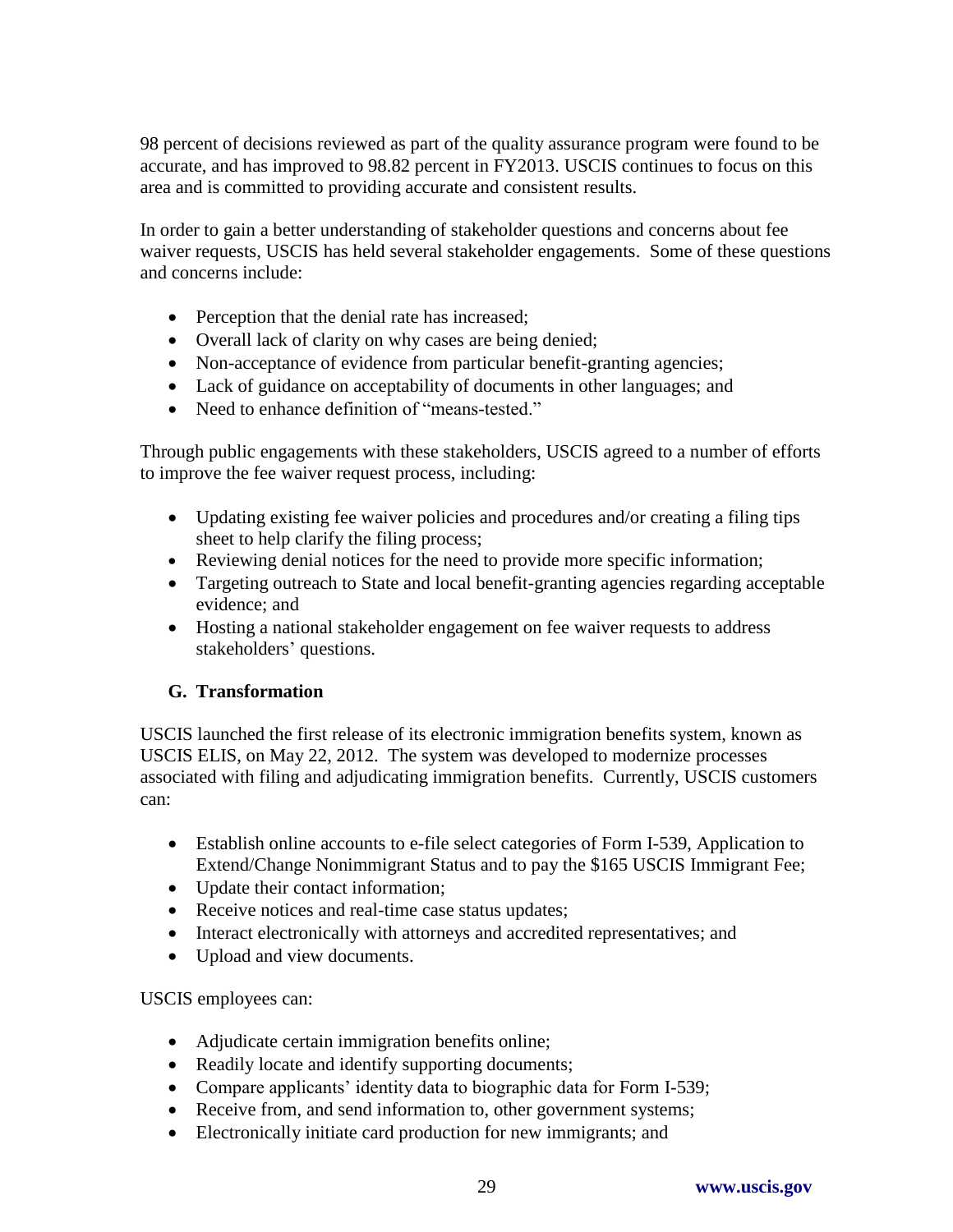98 percent of decisions reviewed as part of the quality assurance program were found to be accurate, and has improved to 98.82 percent in FY2013. USCIS continues to focus on this area and is committed to providing accurate and consistent results.

In order to gain a better understanding of stakeholder questions and concerns about fee waiver requests, USCIS has held several stakeholder engagements. Some of these questions and concerns include:

- Perception that the denial rate has increased;
- Overall lack of clarity on why cases are being denied;
- Non-acceptance of evidence from particular benefit-granting agencies;
- Lack of guidance on acceptability of documents in other languages; and
- Need to enhance definition of "means-tested."

Through public engagements with these stakeholders, USCIS agreed to a number of efforts to improve the fee waiver request process, including:

- Updating existing fee waiver policies and procedures and/or creating a filing tips sheet to help clarify the filing process;
- Reviewing denial notices for the need to provide more specific information;
- Targeting outreach to State and local benefit-granting agencies regarding acceptable evidence; and
- Hosting a national stakeholder engagement on fee waiver requests to address stakeholders' questions.

### G. Transformation

USCIS launched the first release of its electronic immigration benefits system, known as USCIS ELIS, on May 22, 2012. The system was developed to modernize processes associated with filing and adjudicating immigration benefits. Currently, USCIS customers can:

- Establish online accounts to e-file select categories of Form I-539, Application to Extend/Change Nonimmigrant Status and to pay the $165 USCIS Immigrant Fee;
- Update their contact information;
- Receive notices and real-time case status updates;
- Interact electronically with attorneys and accredited representatives; and
- Upload and view documents.

USCIS employees can:

- Adjudicate certain immigration benefits online;
- Readily locate and identify supporting documents;
- Compare applicants' identity data to biographic data for Form I-539;
- Receive from, and send information to, other government systems;
- Electronically initiate card production for new immigrants; and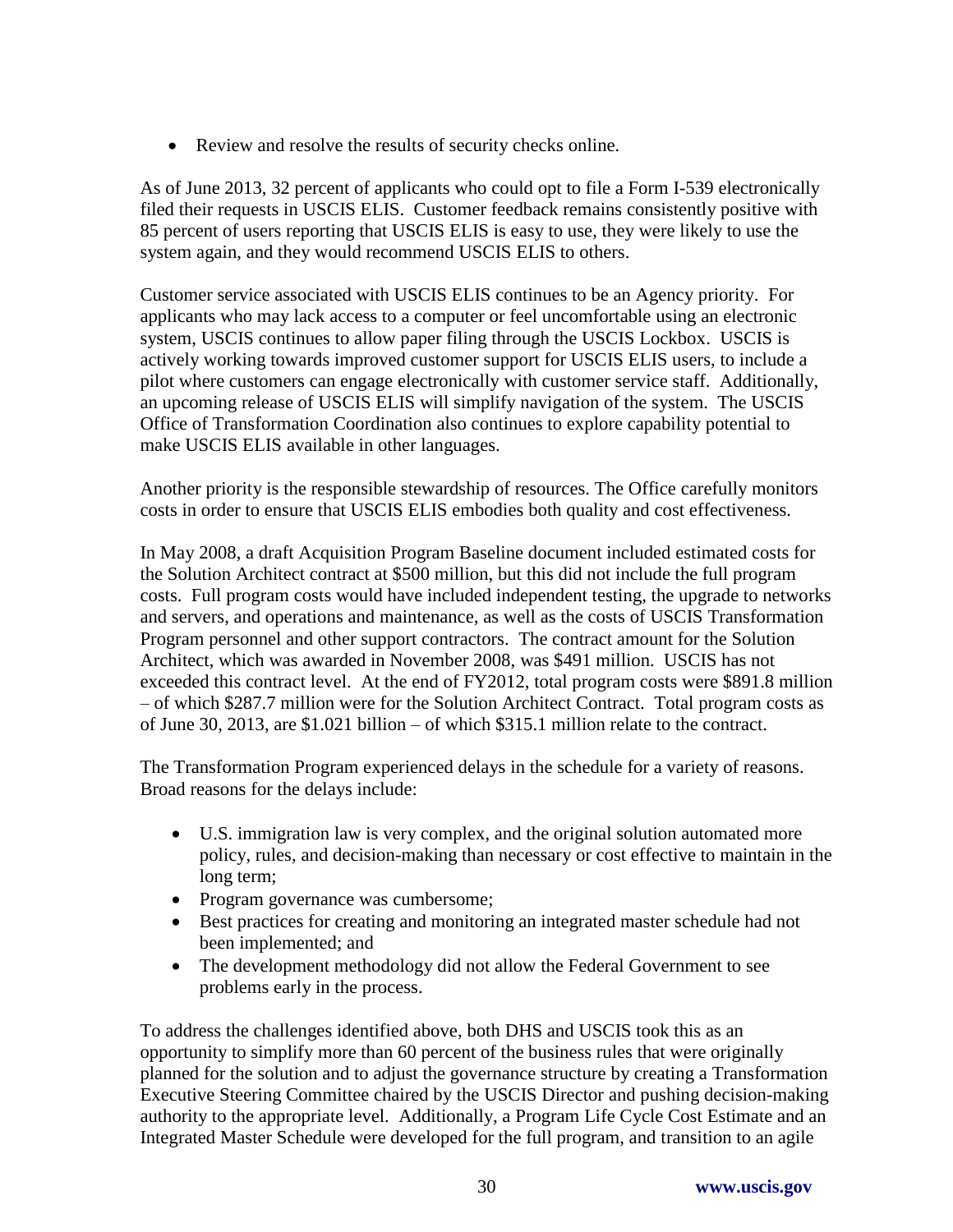- Review and resolve the results of security checks online.

As of June 2013, 32 percent of applicants who could opt to file a Form I-539 electronically filed their requests in USCIS ELIS. Customer feedback remains consistently positive with 85 percent of users reporting that USCIS ELIS is easy to use, they were likely to use the system again, and they would recommend USCIS ELIS to others.

Customer service associated with USCIS ELIS continues to be an Agency priority. For applicants who may lack access to a computer or feel uncomfortable using an electronic system, USCIS continues to allow paper filing through the USCIS Lockbox. USCIS is actively working towards improved customer support for USCIS ELIS users, to include a pilot where customers can engage electronically with customer service staff. Additionally, an upcoming release of USCIS ELIS will simplify navigation of the system. The USCIS Office of Transformation Coordination also continues to explore capability potential to make USCIS ELIS available in other languages.

Another priority is the responsible stewardship of resources. The Office carefully monitors costs in order to ensure that USCIS ELIS embodies both quality and cost effectiveness.

In May 2008, a draft Acquisition Program Baseline document included estimated costs for the Solution Architect contract at $500 million, but this did not include the full program costs. Full program costs would have included independent testing, the upgrade to networks and servers, and operations and maintenance, as well as the costs of USCIS Transformation Program personnel and other support contractors. The contract amount for the Solution Architect, which was awarded in November 2008, was $491 million. USCIS has not exceeded this contract level. At the end of FY2012, total program costs were $891.8 million – of which $287.7 million were for the Solution Architect Contract. Total program costs as of June 30, 2013, are $1.021 billion – of which $315.1 million relate to the contract.

The Transformation Program experienced delays in the schedule for a variety of reasons. Broad reasons for the delays include:

- U.S. immigration law is very complex, and the original solution automated more policy, rules, and decision-making than necessary or cost effective to maintain in the long term;
- Program governance was cumbersome;
- Best practices for creating and monitoring an integrated master schedule had not been implemented; and
- The development methodology did not allow the Federal Government to see problems early in the process.

To address the challenges identified above, both DHS and USCIS took this as an opportunity to simplify more than 60 percent of the business rules that were originally planned for the solution and to adjust the governance structure by creating a Transformation Executive Steering Committee chaired by the USCIS Director and pushing decision-making authority to the appropriate level. Additionally, a Program Life Cycle Cost Estimate and an Integrated Master Schedule were developed for the full program, and transition to an agile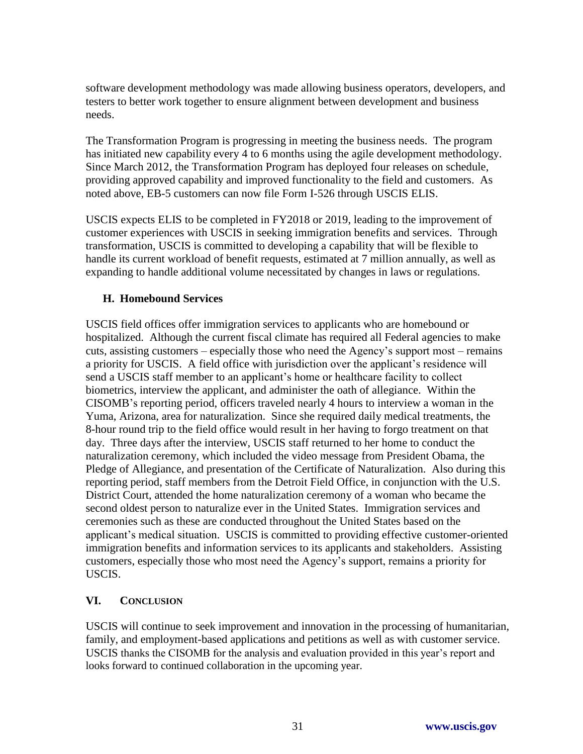software development methodology was made allowing business operators, developers, and testers to better work together to ensure alignment between development and business needs.

The Transformation Program is progressing in meeting the business needs. The program has initiated new capability every 4 to 6 months using the agile development methodology. Since March 2012, the Transformation Program has deployed four releases on schedule, providing approved capability and improved functionality to the field and customers. As noted above, EB-5 customers can now file Form I-526 through USCIS ELIS.

USCIS expects ELIS to be completed in FY2018 or 2019, leading to the improvement of customer experiences with USCIS in seeking immigration benefits and services. Through transformation, USCIS is committed to developing a capability that will be flexible to handle its current workload of benefit requests, estimated at 7 million annually, as well as expanding to handle additional volume necessitated by changes in laws or regulations.

### H. Homebound Services

USCIS field offices offer immigration services to applicants who are homebound or hospitalized. Although the current fiscal climate has required all Federal agencies to make cuts, assisting customers – especially those who need the Agency's support most – remains a priority for USCIS. A field office with jurisdiction over the applicant's residence will send a USCIS staff member to an applicant's home or healthcare facility to collect biometrics, interview the applicant, and administer the oath of allegiance. Within the CISOMB's reporting period, officers traveled nearly 4 hours to interview a woman in the Yuma, Arizona, area for naturalization. Since she required daily medical treatments, the 8-hour round trip to the field office would result in her having to forgo treatment on that day. Three days after the interview, USCIS staff returned to her home to conduct the naturalization ceremony, which included the video message from President Obama, the Pledge of Allegiance, and presentation of the Certificate of Naturalization. Also during this reporting period, staff members from the Detroit Field Office, in conjunction with the U.S. District Court, attended the home naturalization ceremony of a woman who became the second oldest person to naturalize ever in the United States. Immigration services and ceremonies such as these are conducted throughout the United States based on the applicant's medical situation. USCIS is committed to providing effective customer-oriented immigration benefits and information services to its applicants and stakeholders. Assisting customers, especially those who most need the Agency's support, remains a priority for USCIS.

## VI. CONCLUSION

USCIS will continue to seek improvement and innovation in the processing of humanitarian, family, and employment-based applications and petitions as well as with customer service. USCIS thanks the CISOMB for the analysis and evaluation provided in this year's report and looks forward to continued collaboration in the upcoming year.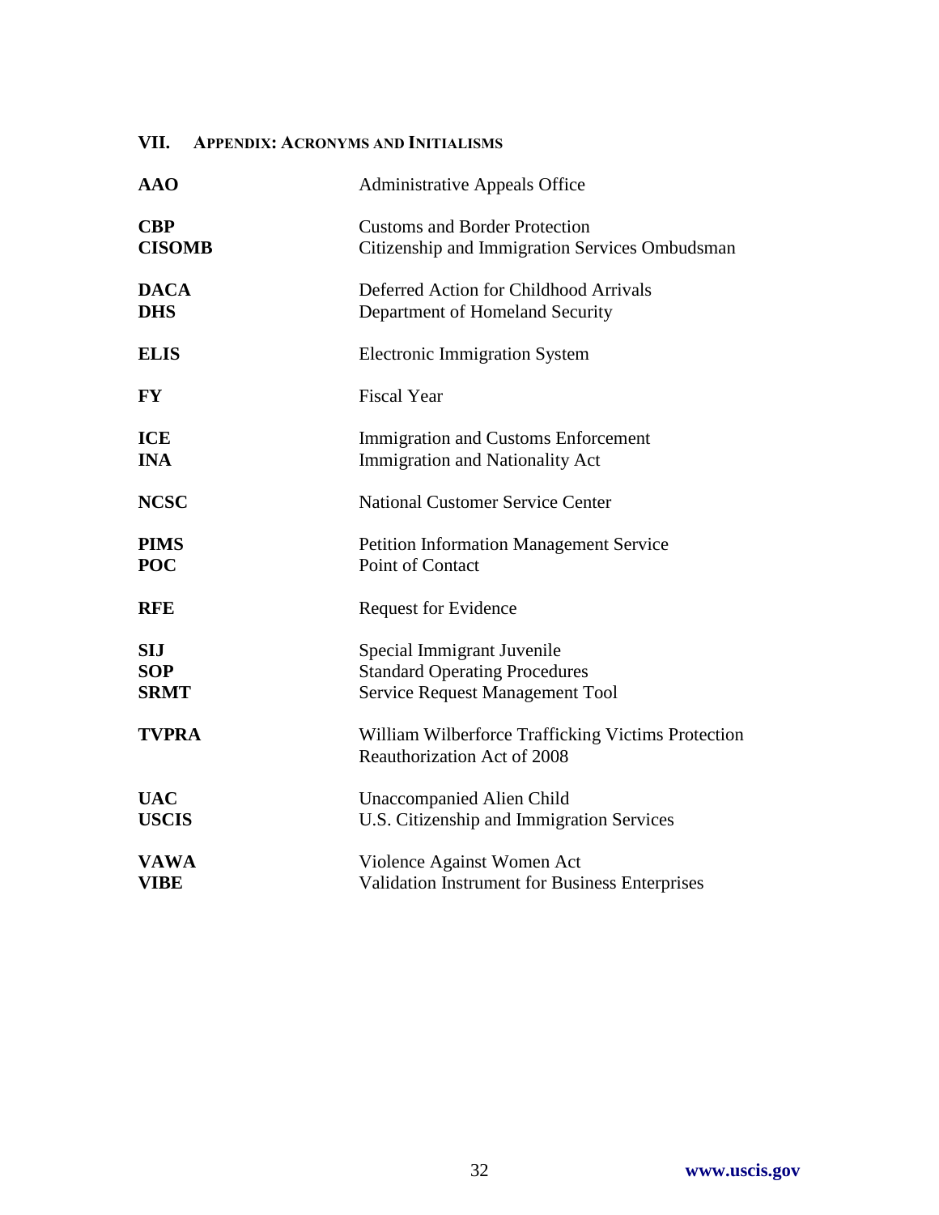## VII. Appendix: Acronyms and Initialisms

| | |
|---|---|
| **AAO** | Administrative Appeals Office |
| **CBP** | Customs and Border Protection |
| **CISOMB** | Citizenship and Immigration Services Ombudsman |
| **DACA** | Deferred Action for Childhood Arrivals |
| **DHS** | Department of Homeland Security |
| **ELIS** | Electronic Immigration System |
| **FY** | Fiscal Year |
| **ICE** | Immigration and Customs Enforcement |
| **INA** | Immigration and Nationality Act |
| **NCSC** | National Customer Service Center |
| **PIMS** | Petition Information Management Service |
| **POC** | Point of Contact |
| **RFE** | Request for Evidence |
| **SIJ** | Special Immigrant Juvenile |
| **SOP** | Standard Operating Procedures |
| **SRMT** | Service Request Management Tool |
| **TVPRA** | William Wilberforce Trafficking Victims Protection Reauthorization Act of 2008 |
| **UAC** | Unaccompanied Alien Child |
| **USCIS** | U.S. Citizenship and Immigration Services |
| **VAWA** | Violence Against Women Act |
| **VIBE** | Validation Instrument for Business Enterprises |